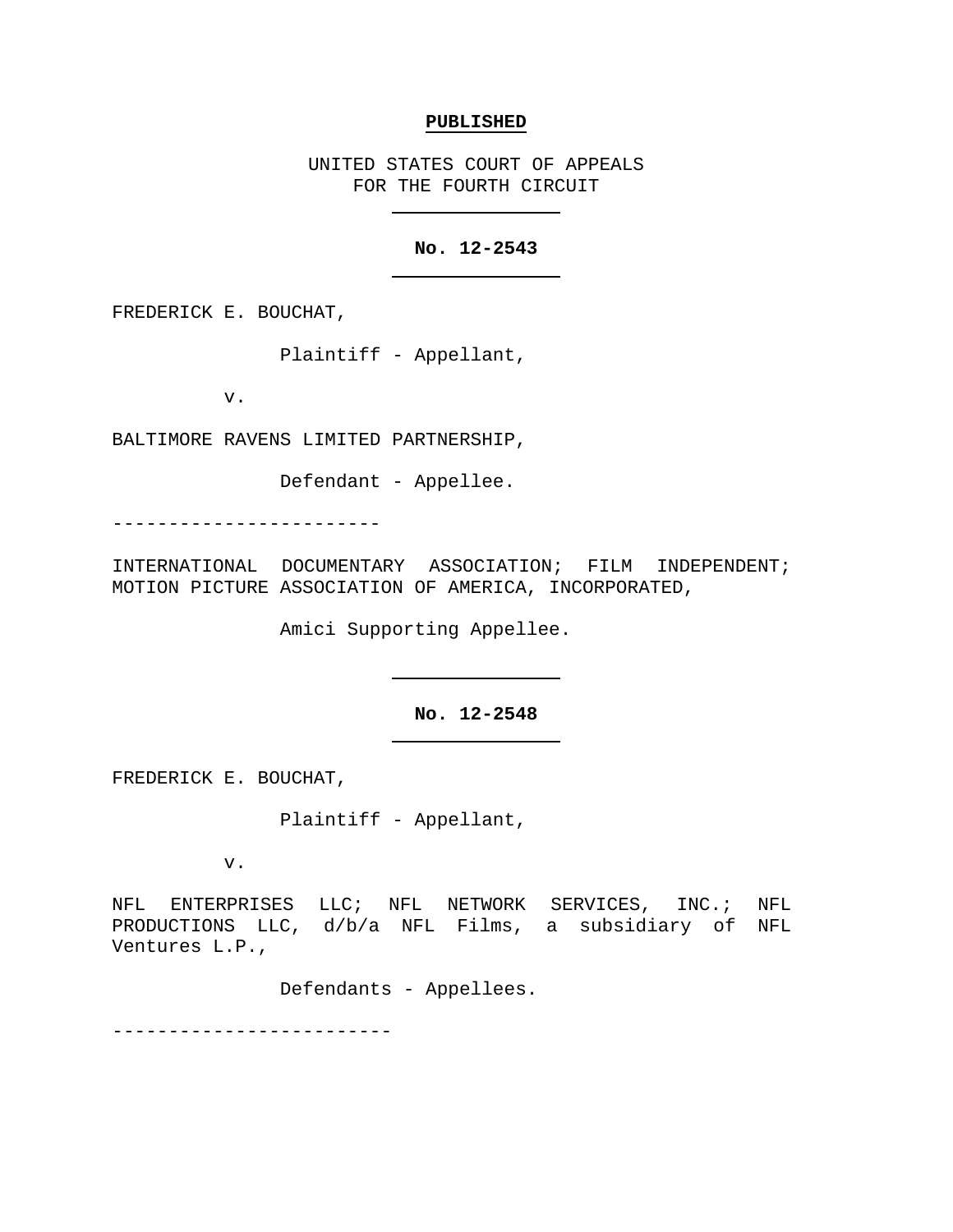**PUBLISHED**

UNITED STATES COURT OF APPEALS
FOR THE FOURTH CIRCUIT

---

**No. 12-2543**

---

FREDERICK E. BOUCHAT,

Plaintiff - Appellant,

v.

BALTIMORE RAVENS LIMITED PARTNERSHIP,

Defendant - Appellee.

------------------------

INTERNATIONAL DOCUMENTARY ASSOCIATION; FILM INDEPENDENT; MOTION PICTURE ASSOCIATION OF AMERICA, INCORPORATED,

Amici Supporting Appellee.

---

**No. 12-2548**

---

FREDERICK E. BOUCHAT,

Plaintiff - Appellant,

v.

NFL ENTERPRISES LLC; NFL NETWORK SERVICES, INC.; NFL PRODUCTIONS LLC, d/b/a NFL Films, a subsidiary of NFL Ventures L.P.,

Defendants - Appellees.

------------------------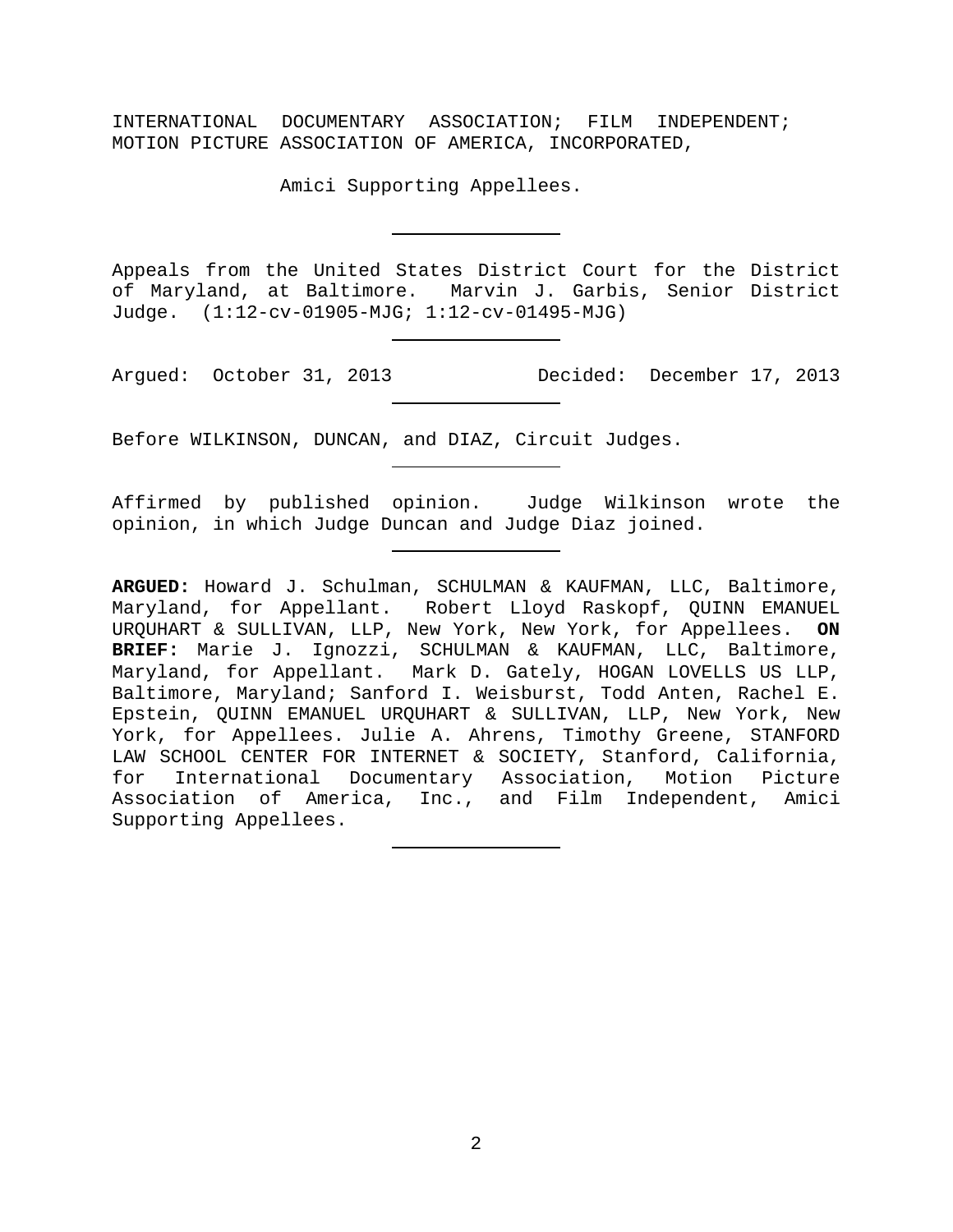INTERNATIONAL DOCUMENTARY ASSOCIATION; FILM INDEPENDENT; MOTION PICTURE ASSOCIATION OF AMERICA, INCORPORATED,

Amici Supporting Appellees.

---

Appeals from the United States District Court for the District of Maryland, at Baltimore. Marvin J. Garbis, Senior District Judge. (1:12-cv-01905-MJG; 1:12-cv-01495-MJG)

---

Argued: October 31, 2013 Decided: December 17, 2013

---

Before WILKINSON, DUNCAN, and DIAZ, Circuit Judges.

---

Affirmed by published opinion. Judge Wilkinson wrote the opinion, in which Judge Duncan and Judge Diaz joined.

---

**ARGUED:** Howard J. Schulman, SCHULMAN & KAUFMAN, LLC, Baltimore, Maryland, for Appellant. Robert Lloyd Raskopf, QUINN EMANUEL URQUHART & SULLIVAN, LLP, New York, New York, for Appellees. **ON BRIEF:** Marie J. Ignozzi, SCHULMAN & KAUFMAN, LLC, Baltimore, Maryland, for Appellant. Mark D. Gately, HOGAN LOVELLS US LLP, Baltimore, Maryland; Sanford I. Weisburst, Todd Anten, Rachel E. Epstein, QUINN EMANUEL URQUHART & SULLIVAN, LLP, New York, New York, for Appellees. Julie A. Ahrens, Timothy Greene, STANFORD LAW SCHOOL CENTER FOR INTERNET & SOCIETY, Stanford, California, for International Documentary Association, Motion Picture Association of America, Inc., and Film Independent, Amici Supporting Appellees.

---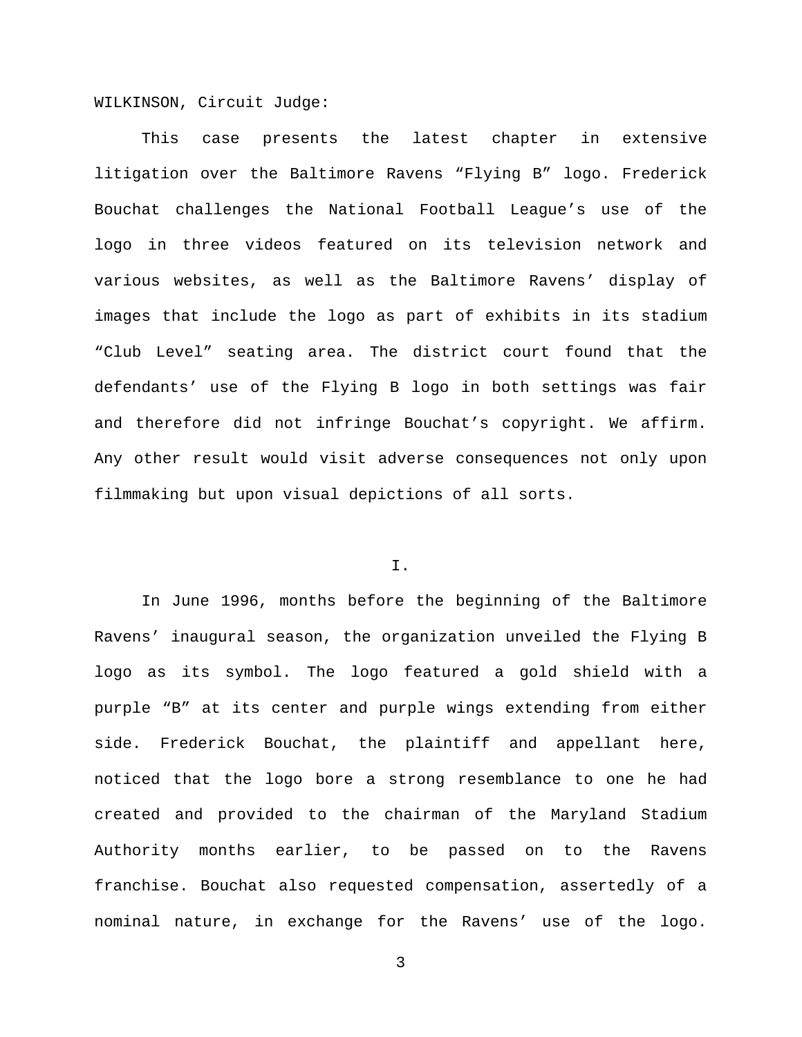WILKINSON, Circuit Judge:

This case presents the latest chapter in extensive litigation over the Baltimore Ravens "Flying B" logo. Frederick Bouchat challenges the National Football League's use of the logo in three videos featured on its television network and various websites, as well as the Baltimore Ravens' display of images that include the logo as part of exhibits in its stadium "Club Level" seating area. The district court found that the defendants' use of the Flying B logo in both settings was fair and therefore did not infringe Bouchat's copyright. We affirm. Any other result would visit adverse consequences not only upon filmmaking but upon visual depictions of all sorts.

## I.

In June 1996, months before the beginning of the Baltimore Ravens' inaugural season, the organization unveiled the Flying B logo as its symbol. The logo featured a gold shield with a purple "B" at its center and purple wings extending from either side. Frederick Bouchat, the plaintiff and appellant here, noticed that the logo bore a strong resemblance to one he had created and provided to the chairman of the Maryland Stadium Authority months earlier, to be passed on to the Ravens franchise. Bouchat also requested compensation, assertedly of a nominal nature, in exchange for the Ravens' use of the logo.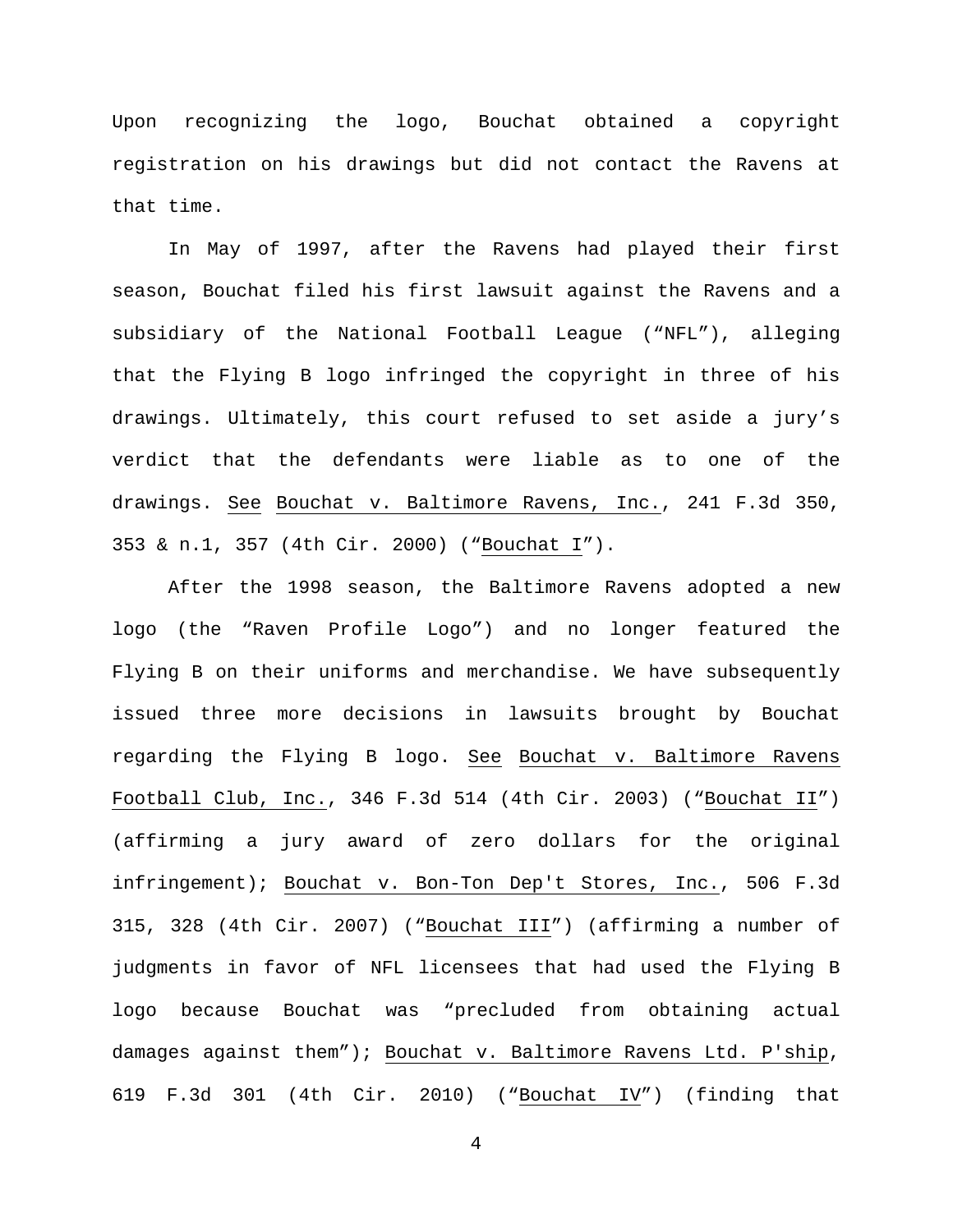Upon recognizing the logo, Bouchat obtained a copyright registration on his drawings but did not contact the Ravens at that time.

In May of 1997, after the Ravens had played their first season, Bouchat filed his first lawsuit against the Ravens and a subsidiary of the National Football League ("NFL"), alleging that the Flying B logo infringed the copyright in three of his drawings. Ultimately, this court refused to set aside a jury's verdict that the defendants were liable as to one of the drawings. See Bouchat v. Baltimore Ravens, Inc., 241 F.3d 350, 353 & n.1, 357 (4th Cir. 2000) ("Bouchat I").

After the 1998 season, the Baltimore Ravens adopted a new logo (the "Raven Profile Logo") and no longer featured the Flying B on their uniforms and merchandise. We have subsequently issued three more decisions in lawsuits brought by Bouchat regarding the Flying B logo. See Bouchat v. Baltimore Ravens Football Club, Inc., 346 F.3d 514 (4th Cir. 2003) ("Bouchat II") (affirming a jury award of zero dollars for the original infringement); Bouchat v. Bon-Ton Dep't Stores, Inc., 506 F.3d 315, 328 (4th Cir. 2007) ("Bouchat III") (affirming a number of judgments in favor of NFL licensees that had used the Flying B logo because Bouchat was "precluded from obtaining actual damages against them"); Bouchat v. Baltimore Ravens Ltd. P'ship, 619 F.3d 301 (4th Cir. 2010) ("Bouchat IV") (finding that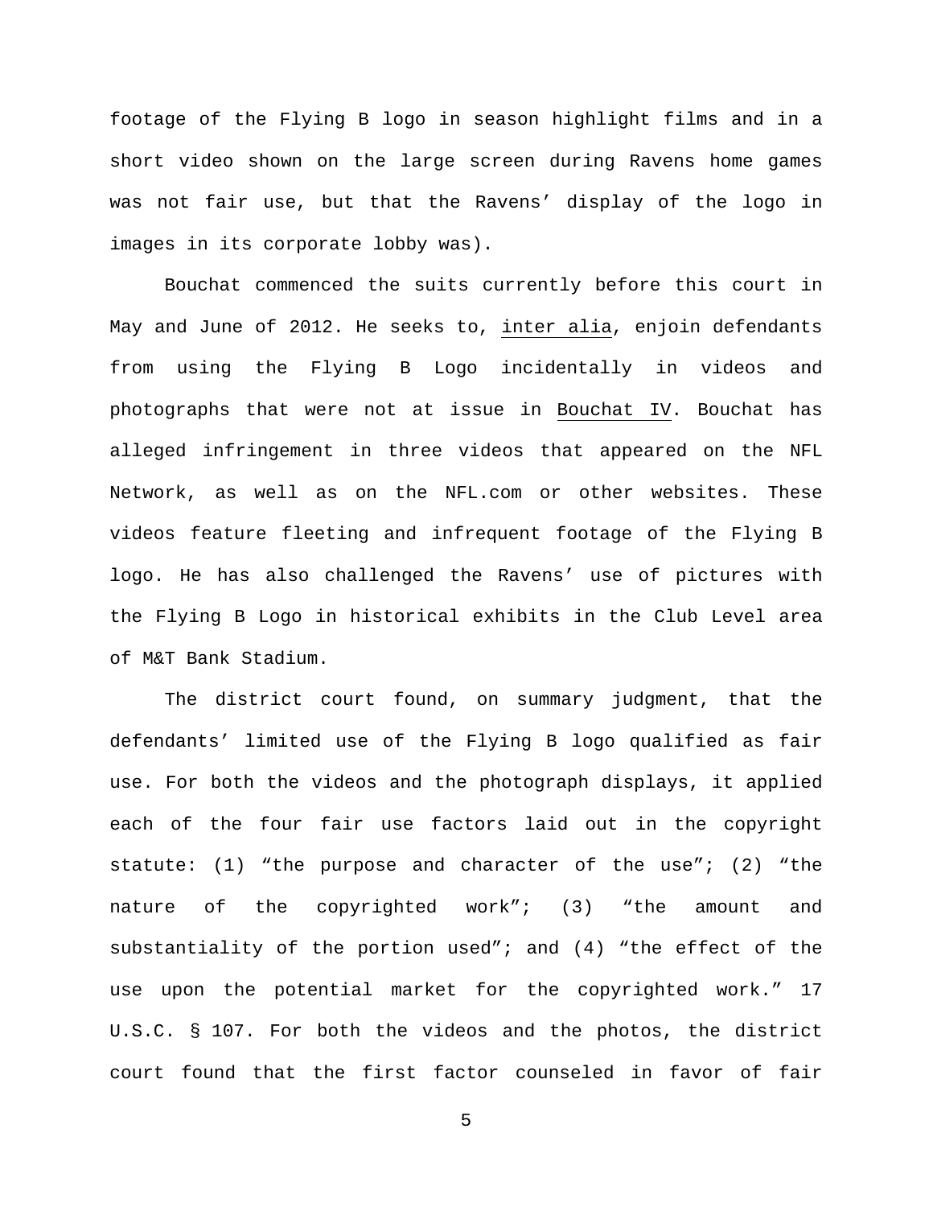footage of the Flying B logo in season highlight films and in a short video shown on the large screen during Ravens home games was not fair use, but that the Ravens' display of the logo in images in its corporate lobby was).

Bouchat commenced the suits currently before this court in May and June of 2012. He seeks to, inter alia, enjoin defendants from using the Flying B Logo incidentally in videos and photographs that were not at issue in Bouchat IV. Bouchat has alleged infringement in three videos that appeared on the NFL Network, as well as on the NFL.com or other websites. These videos feature fleeting and infrequent footage of the Flying B logo. He has also challenged the Ravens' use of pictures with the Flying B Logo in historical exhibits in the Club Level area of M&T Bank Stadium.

The district court found, on summary judgment, that the defendants' limited use of the Flying B logo qualified as fair use. For both the videos and the photograph displays, it applied each of the four fair use factors laid out in the copyright statute: (1) "the purpose and character of the use"; (2) "the nature of the copyrighted work"; (3) "the amount and substantiality of the portion used"; and (4) "the effect of the use upon the potential market for the copyrighted work." 17 U.S.C. § 107. For both the videos and the photos, the district court found that the first factor counseled in favor of fair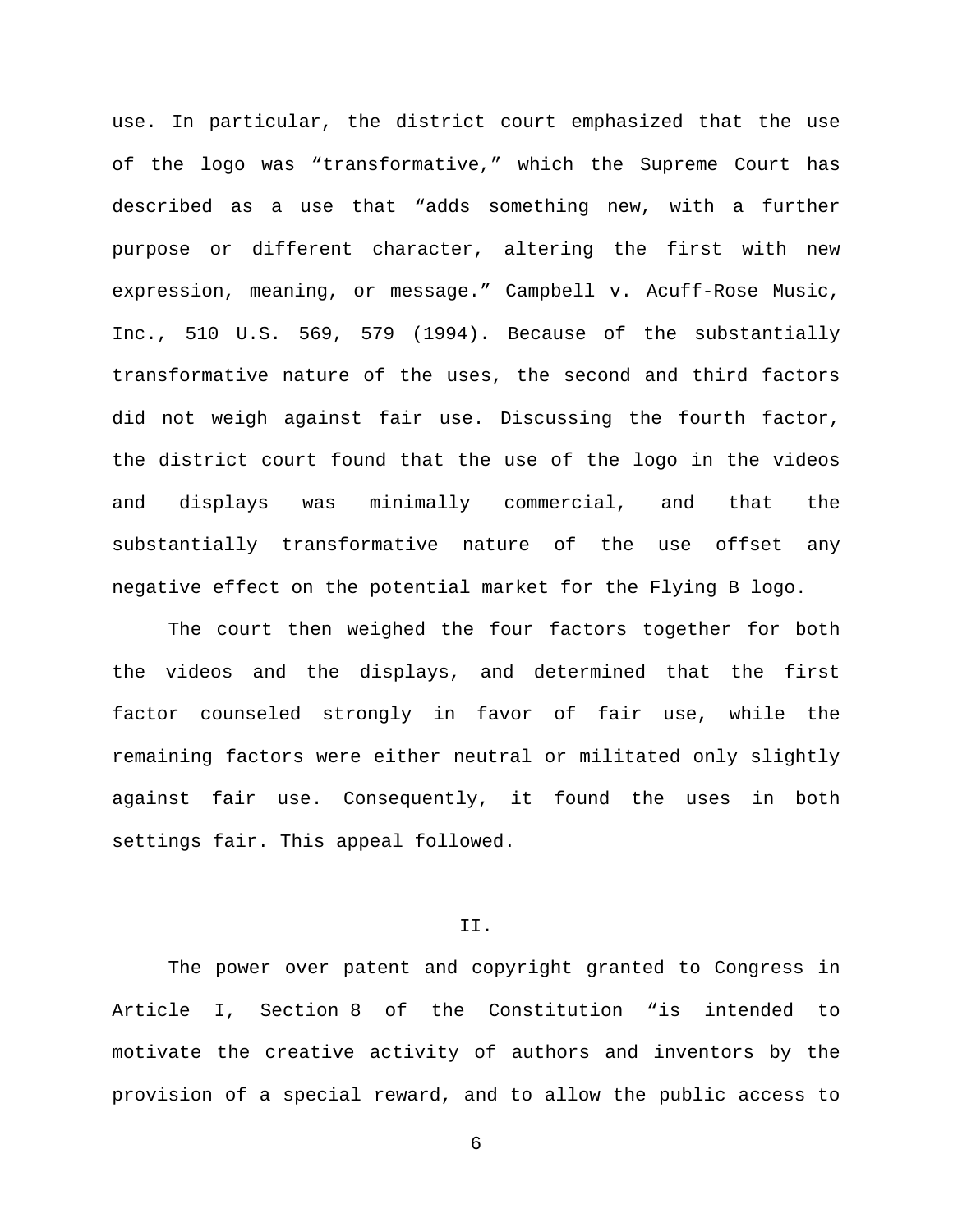use. In particular, the district court emphasized that the use of the logo was "transformative," which the Supreme Court has described as a use that "adds something new, with a further purpose or different character, altering the first with new expression, meaning, or message." Campbell v. Acuff-Rose Music, Inc., 510 U.S. 569, 579 (1994). Because of the substantially transformative nature of the uses, the second and third factors did not weigh against fair use. Discussing the fourth factor, the district court found that the use of the logo in the videos and displays was minimally commercial, and that the substantially transformative nature of the use offset any negative effect on the potential market for the Flying B logo.

The court then weighed the four factors together for both the videos and the displays, and determined that the first factor counseled strongly in favor of fair use, while the remaining factors were either neutral or militated only slightly against fair use. Consequently, it found the uses in both settings fair. This appeal followed.

## II.

The power over patent and copyright granted to Congress in Article I, Section 8 of the Constitution "is intended to motivate the creative activity of authors and inventors by the provision of a special reward, and to allow the public access to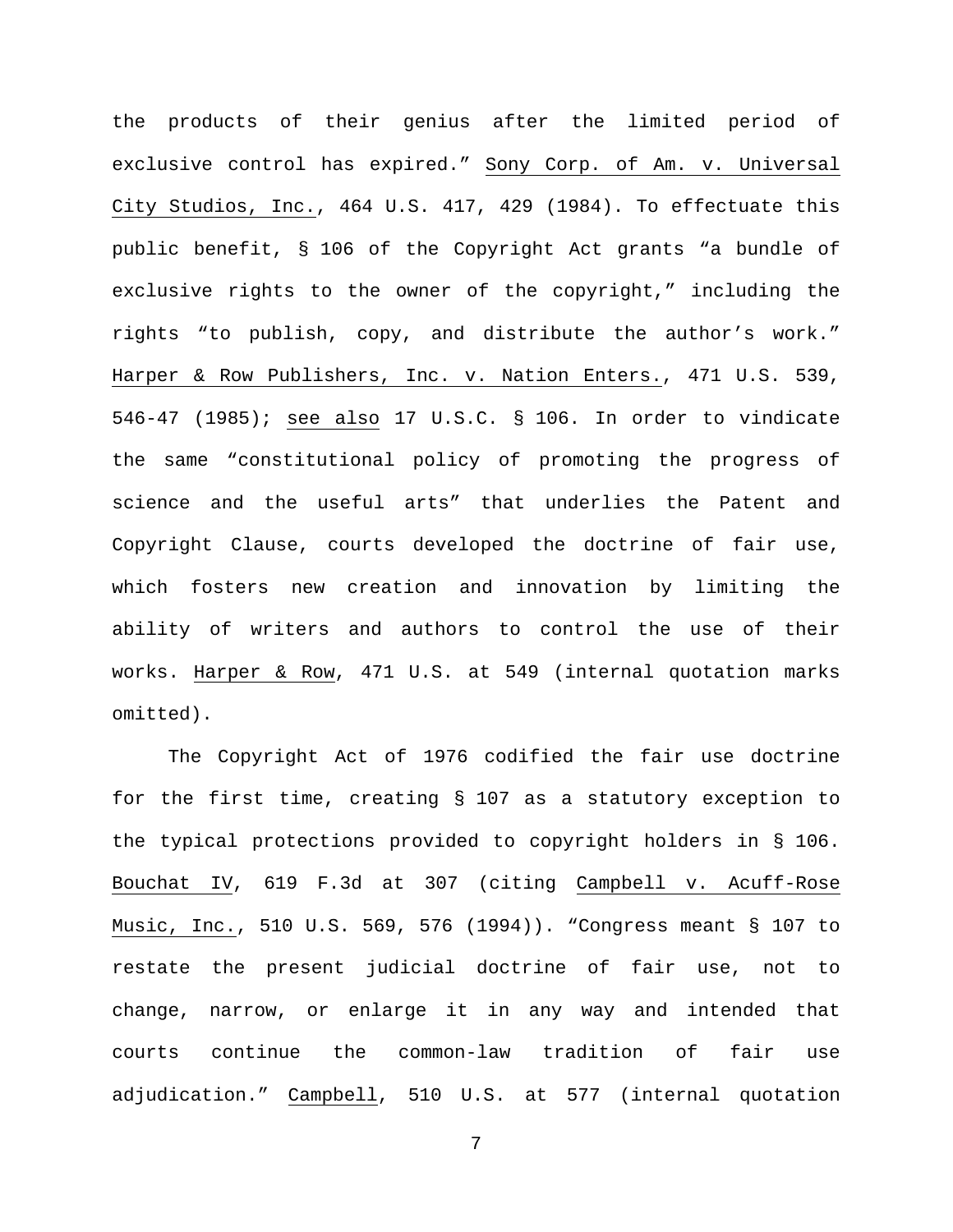the products of their genius after the limited period of exclusive control has expired." Sony Corp. of Am. v. Universal City Studios, Inc., 464 U.S. 417, 429 (1984). To effectuate this public benefit, § 106 of the Copyright Act grants "a bundle of exclusive rights to the owner of the copyright," including the rights "to publish, copy, and distribute the author's work." Harper & Row Publishers, Inc. v. Nation Enters., 471 U.S. 539, 546-47 (1985); see also 17 U.S.C. § 106. In order to vindicate the same "constitutional policy of promoting the progress of science and the useful arts" that underlies the Patent and Copyright Clause, courts developed the doctrine of fair use, which fosters new creation and innovation by limiting the ability of writers and authors to control the use of their works. Harper & Row, 471 U.S. at 549 (internal quotation marks omitted).

The Copyright Act of 1976 codified the fair use doctrine for the first time, creating § 107 as a statutory exception to the typical protections provided to copyright holders in § 106. Bouchat IV, 619 F.3d at 307 (citing Campbell v. Acuff-Rose Music, Inc., 510 U.S. 569, 576 (1994)). "Congress meant § 107 to restate the present judicial doctrine of fair use, not to change, narrow, or enlarge it in any way and intended that courts continue the common-law tradition of fair use adjudication." Campbell, 510 U.S. at 577 (internal quotation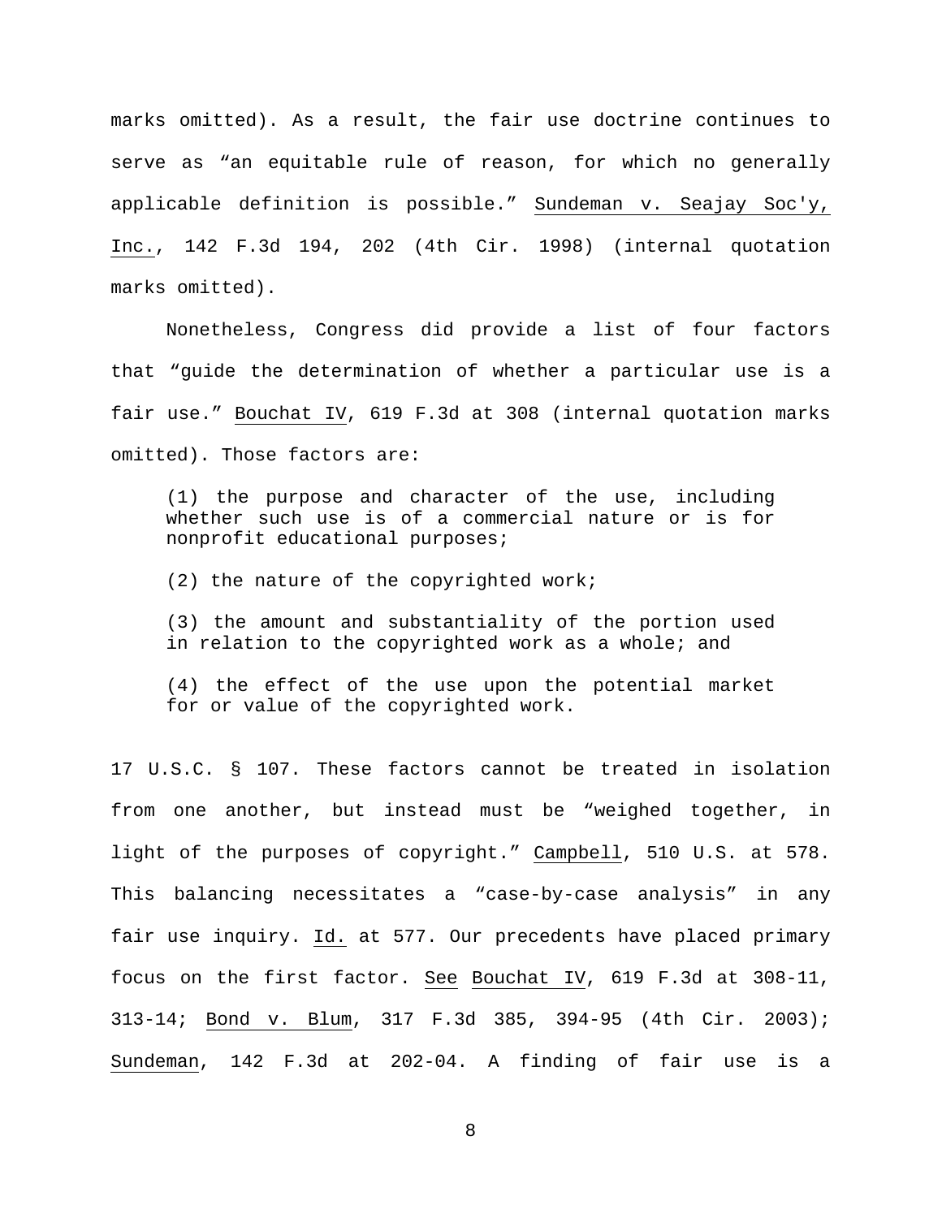marks omitted). As a result, the fair use doctrine continues to serve as "an equitable rule of reason, for which no generally applicable definition is possible." Sundeman v. Seajay Soc'y, Inc., 142 F.3d 194, 202 (4th Cir. 1998) (internal quotation marks omitted).

Nonetheless, Congress did provide a list of four factors that "guide the determination of whether a particular use is a fair use." Bouchat IV, 619 F.3d at 308 (internal quotation marks omitted). Those factors are:

> (1) the purpose and character of the use, including whether such use is of a commercial nature or is for nonprofit educational purposes;
>
> (2) the nature of the copyrighted work;
>
> (3) the amount and substantiality of the portion used in relation to the copyrighted work as a whole; and
>
> (4) the effect of the use upon the potential market for or value of the copyrighted work.

17 U.S.C. § 107. These factors cannot be treated in isolation from one another, but instead must be "weighed together, in light of the purposes of copyright." Campbell, 510 U.S. at 578. This balancing necessitates a "case-by-case analysis" in any fair use inquiry. Id. at 577. Our precedents have placed primary focus on the first factor. See Bouchat IV, 619 F.3d at 308-11, 313-14; Bond v. Blum, 317 F.3d 385, 394-95 (4th Cir. 2003); Sundeman, 142 F.3d at 202-04. A finding of fair use is a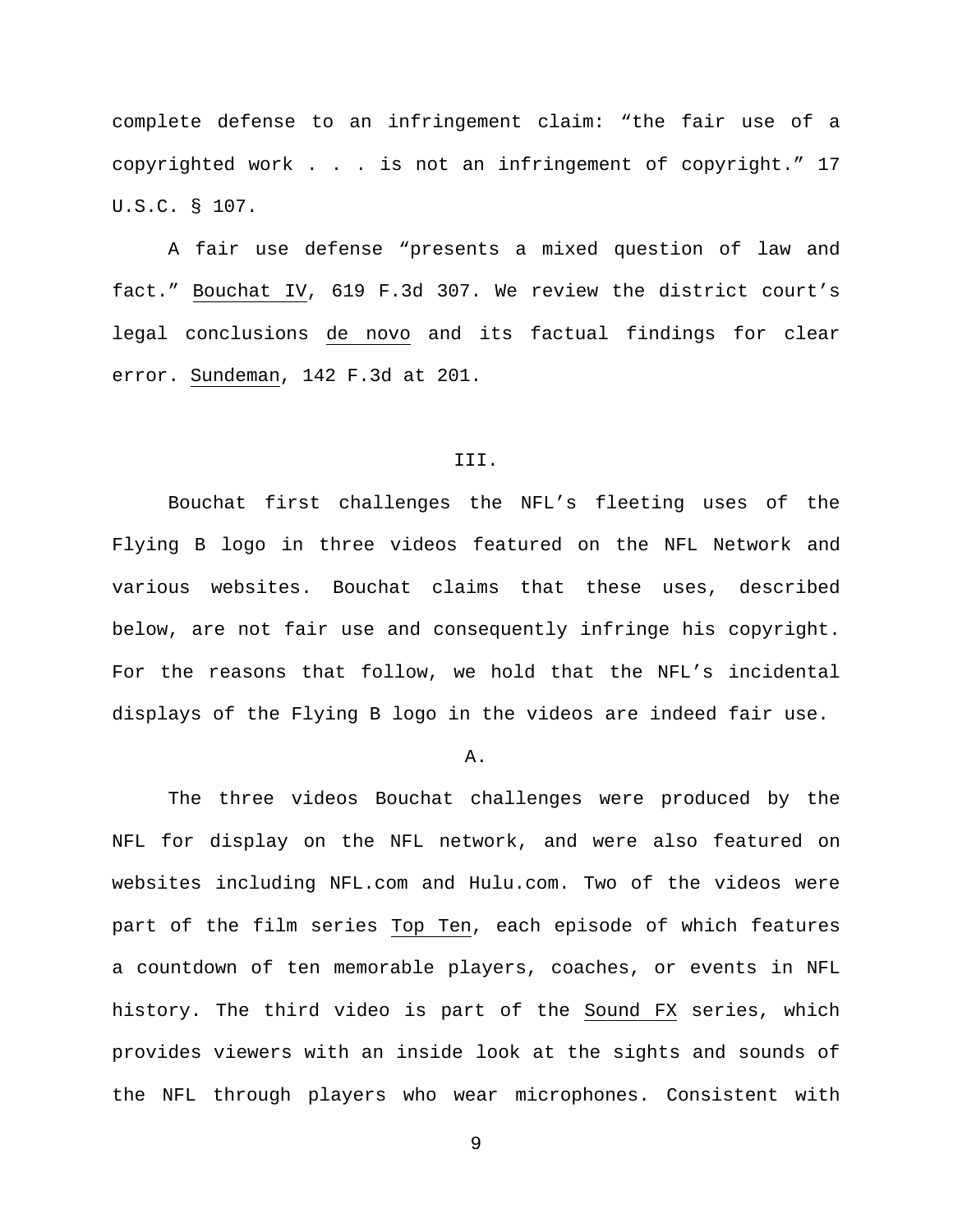complete defense to an infringement claim: "the fair use of a copyrighted work . . . is not an infringement of copyright." 17 U.S.C. § 107.

A fair use defense "presents a mixed question of law and fact." Bouchat IV, 619 F.3d 307. We review the district court's legal conclusions de novo and its factual findings for clear error. Sundeman, 142 F.3d at 201.

## III.

Bouchat first challenges the NFL's fleeting uses of the Flying B logo in three videos featured on the NFL Network and various websites. Bouchat claims that these uses, described below, are not fair use and consequently infringe his copyright. For the reasons that follow, we hold that the NFL's incidental displays of the Flying B logo in the videos are indeed fair use.

### A.

The three videos Bouchat challenges were produced by the NFL for display on the NFL network, and were also featured on websites including NFL.com and Hulu.com. Two of the videos were part of the film series Top Ten, each episode of which features a countdown of ten memorable players, coaches, or events in NFL history. The third video is part of the Sound FX series, which provides viewers with an inside look at the sights and sounds of the NFL through players who wear microphones. Consistent with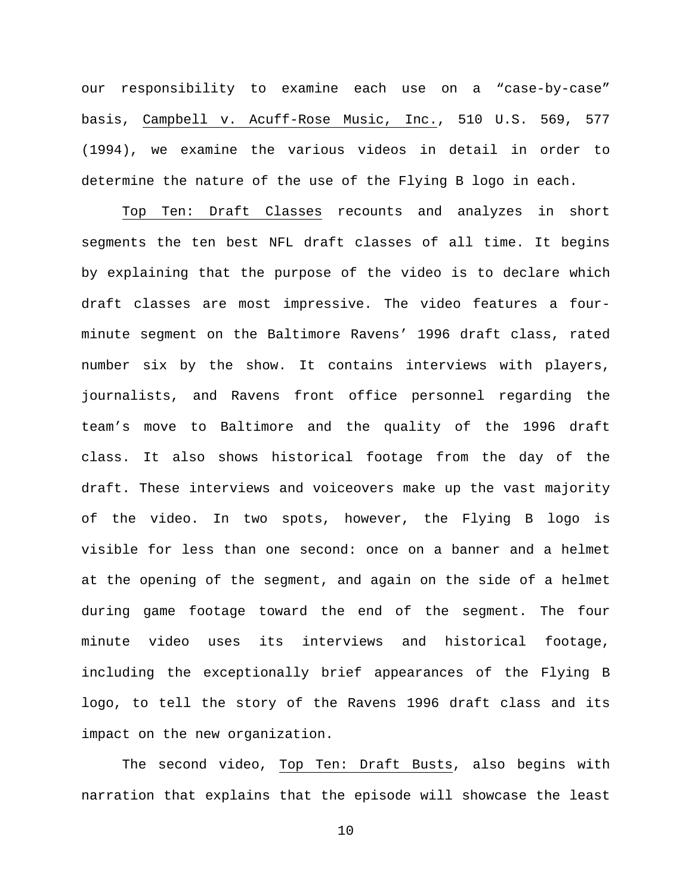our responsibility to examine each use on a "case-by-case" basis, Campbell v. Acuff-Rose Music, Inc., 510 U.S. 569, 577 (1994), we examine the various videos in detail in order to determine the nature of the use of the Flying B logo in each.

Top Ten: Draft Classes recounts and analyzes in short segments the ten best NFL draft classes of all time. It begins by explaining that the purpose of the video is to declare which draft classes are most impressive. The video features a four-minute segment on the Baltimore Ravens' 1996 draft class, rated number six by the show. It contains interviews with players, journalists, and Ravens front office personnel regarding the team's move to Baltimore and the quality of the 1996 draft class. It also shows historical footage from the day of the draft. These interviews and voiceovers make up the vast majority of the video. In two spots, however, the Flying B logo is visible for less than one second: once on a banner and a helmet at the opening of the segment, and again on the side of a helmet during game footage toward the end of the segment. The four minute video uses its interviews and historical footage, including the exceptionally brief appearances of the Flying B logo, to tell the story of the Ravens 1996 draft class and its impact on the new organization.

The second video, Top Ten: Draft Busts, also begins with narration that explains that the episode will showcase the least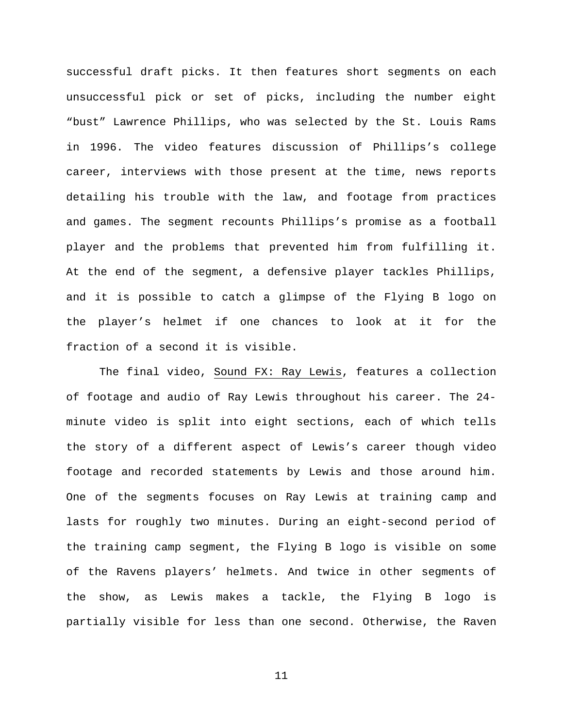successful draft picks. It then features short segments on each unsuccessful pick or set of picks, including the number eight "bust" Lawrence Phillips, who was selected by the St. Louis Rams in 1996. The video features discussion of Phillips's college career, interviews with those present at the time, news reports detailing his trouble with the law, and footage from practices and games. The segment recounts Phillips's promise as a football player and the problems that prevented him from fulfilling it. At the end of the segment, a defensive player tackles Phillips, and it is possible to catch a glimpse of the Flying B logo on the player's helmet if one chances to look at it for the fraction of a second it is visible.

The final video, Sound FX: Ray Lewis, features a collection of footage and audio of Ray Lewis throughout his career. The 24-minute video is split into eight sections, each of which tells the story of a different aspect of Lewis's career though video footage and recorded statements by Lewis and those around him. One of the segments focuses on Ray Lewis at training camp and lasts for roughly two minutes. During an eight-second period of the training camp segment, the Flying B logo is visible on some of the Ravens players' helmets. And twice in other segments of the show, as Lewis makes a tackle, the Flying B logo is partially visible for less than one second. Otherwise, the Raven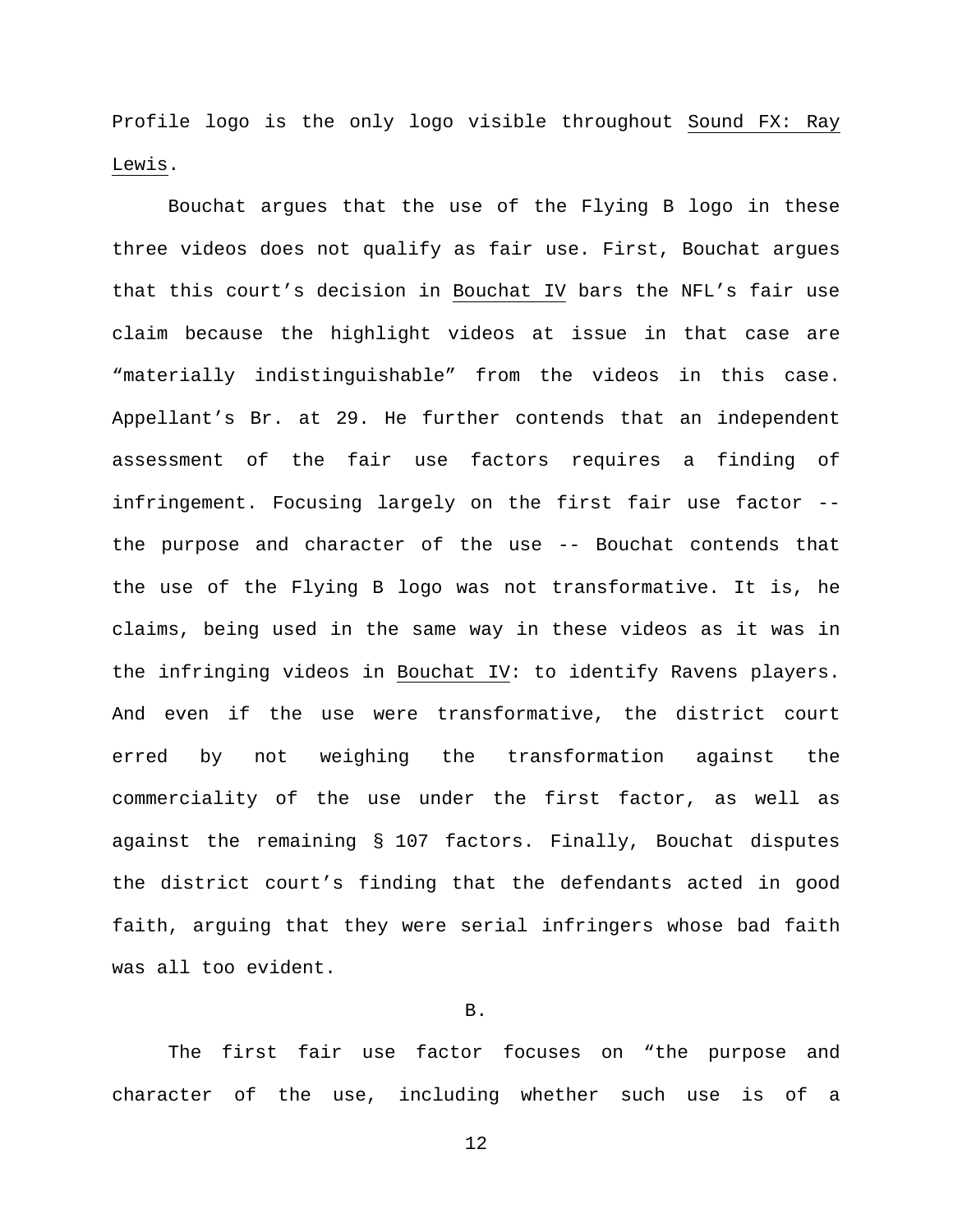Profile logo is the only logo visible throughout _Sound FX: Ray Lewis_.

Bouchat argues that the use of the Flying B logo in these three videos does not qualify as fair use. First, Bouchat argues that this court's decision in _Bouchat IV_ bars the NFL's fair use claim because the highlight videos at issue in that case are "materially indistinguishable" from the videos in this case. Appellant's Br. at 29. He further contends that an independent assessment of the fair use factors requires a finding of infringement. Focusing largely on the first fair use factor -- the purpose and character of the use -- Bouchat contends that the use of the Flying B logo was not transformative. It is, he claims, being used in the same way in these videos as it was in the infringing videos in _Bouchat IV_: to identify Ravens players. And even if the use were transformative, the district court erred by not weighing the transformation against the commerciality of the use under the first factor, as well as against the remaining § 107 factors. Finally, Bouchat disputes the district court's finding that the defendants acted in good faith, arguing that they were serial infringers whose bad faith was all too evident.

B.

The first fair use factor focuses on "the purpose and character of the use, including whether such use is of a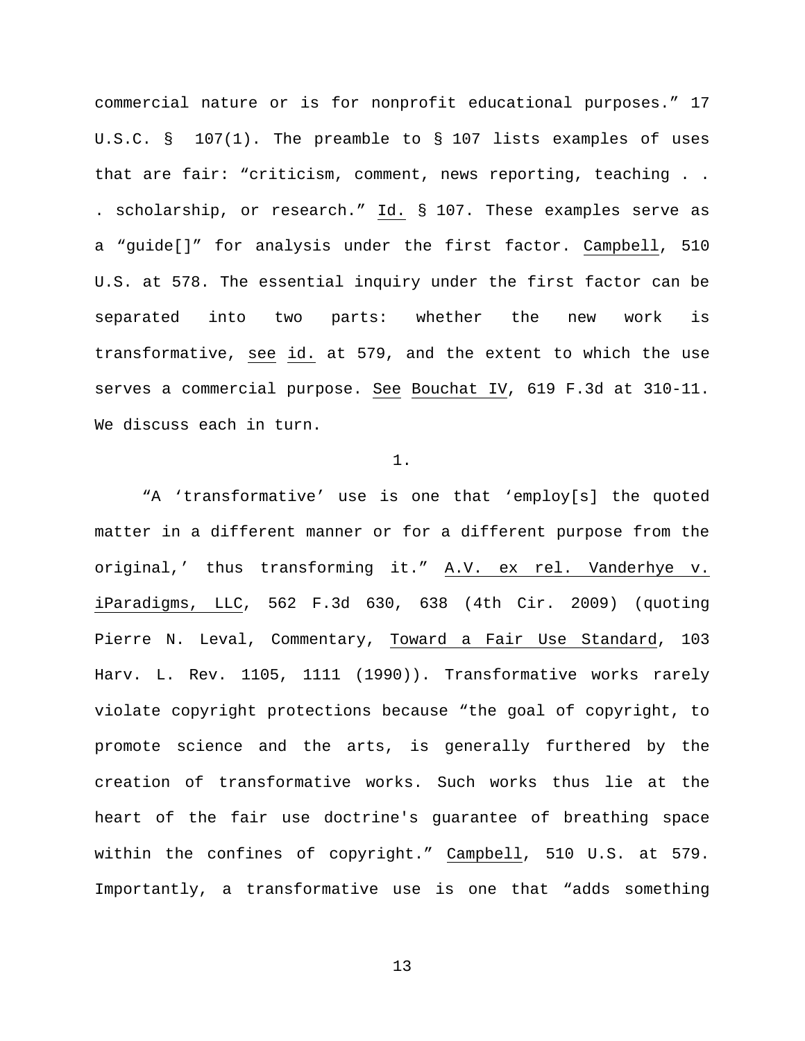commercial nature or is for nonprofit educational purposes." 17 U.S.C. § 107(1). The preamble to § 107 lists examples of uses that are fair: "criticism, comment, news reporting, teaching . . . scholarship, or research." Id. § 107. These examples serve as a "guide[]" for analysis under the first factor. Campbell, 510 U.S. at 578. The essential inquiry under the first factor can be separated into two parts: whether the new work is transformative, see id. at 579, and the extent to which the use serves a commercial purpose. See Bouchat IV, 619 F.3d at 310-11. We discuss each in turn.

1.

"A 'transformative' use is one that 'employ[s] the quoted matter in a different manner or for a different purpose from the original,' thus transforming it." A.V. ex rel. Vanderhye v. iParadigms, LLC, 562 F.3d 630, 638 (4th Cir. 2009) (quoting Pierre N. Leval, Commentary, Toward a Fair Use Standard, 103 Harv. L. Rev. 1105, 1111 (1990)). Transformative works rarely violate copyright protections because "the goal of copyright, to promote science and the arts, is generally furthered by the creation of transformative works. Such works thus lie at the heart of the fair use doctrine's guarantee of breathing space within the confines of copyright." Campbell, 510 U.S. at 579. Importantly, a transformative use is one that "adds something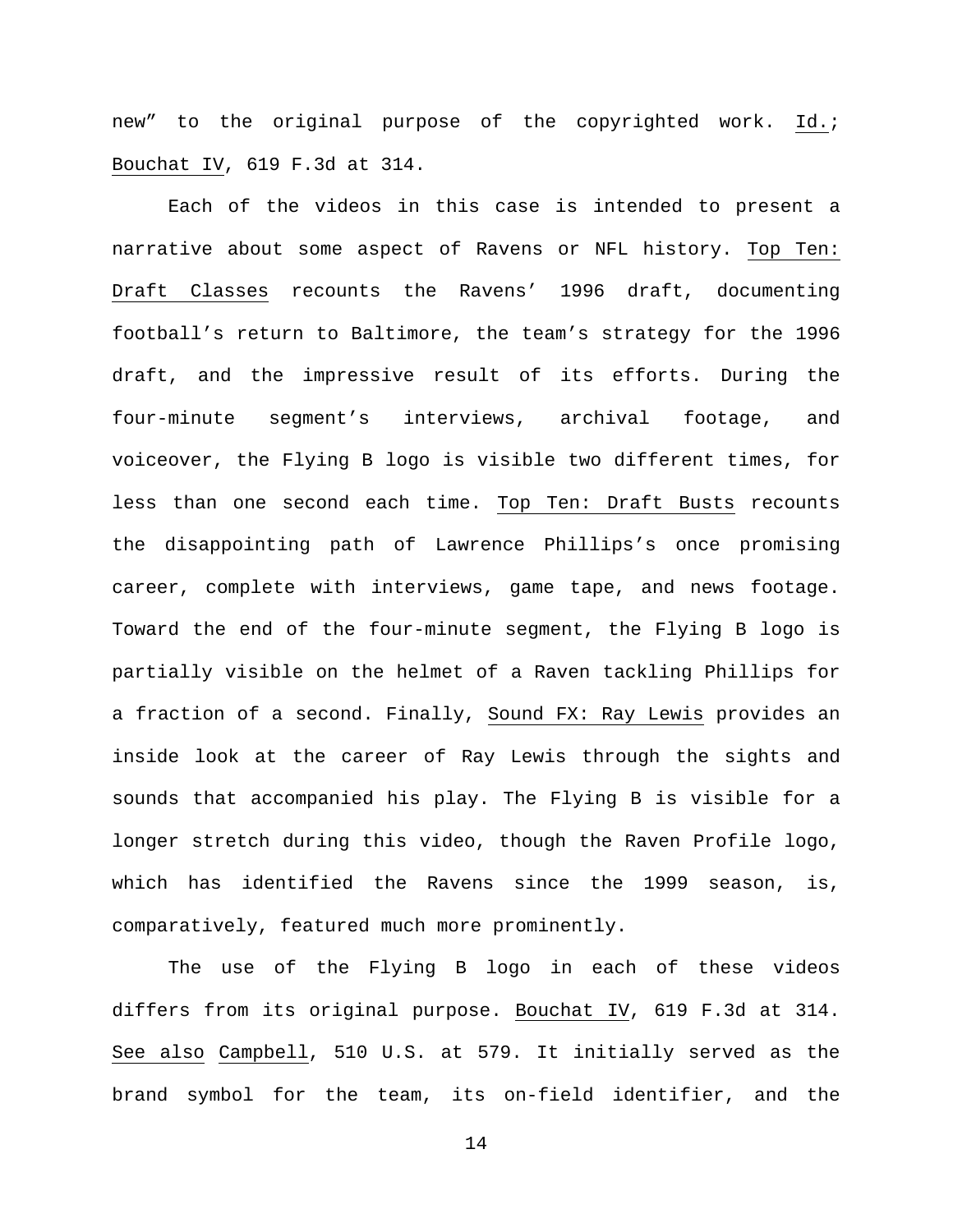new" to the original purpose of the copyrighted work. Id.; Bouchat IV, 619 F.3d at 314.

Each of the videos in this case is intended to present a narrative about some aspect of Ravens or NFL history. Top Ten: Draft Classes recounts the Ravens' 1996 draft, documenting football's return to Baltimore, the team's strategy for the 1996 draft, and the impressive result of its efforts. During the four-minute segment's interviews, archival footage, and voiceover, the Flying B logo is visible two different times, for less than one second each time. Top Ten: Draft Busts recounts the disappointing path of Lawrence Phillips's once promising career, complete with interviews, game tape, and news footage. Toward the end of the four-minute segment, the Flying B logo is partially visible on the helmet of a Raven tackling Phillips for a fraction of a second. Finally, Sound FX: Ray Lewis provides an inside look at the career of Ray Lewis through the sights and sounds that accompanied his play. The Flying B is visible for a longer stretch during this video, though the Raven Profile logo, which has identified the Ravens since the 1999 season, is, comparatively, featured much more prominently.

The use of the Flying B logo in each of these videos differs from its original purpose. Bouchat IV, 619 F.3d at 314. See also Campbell, 510 U.S. at 579. It initially served as the brand symbol for the team, its on-field identifier, and the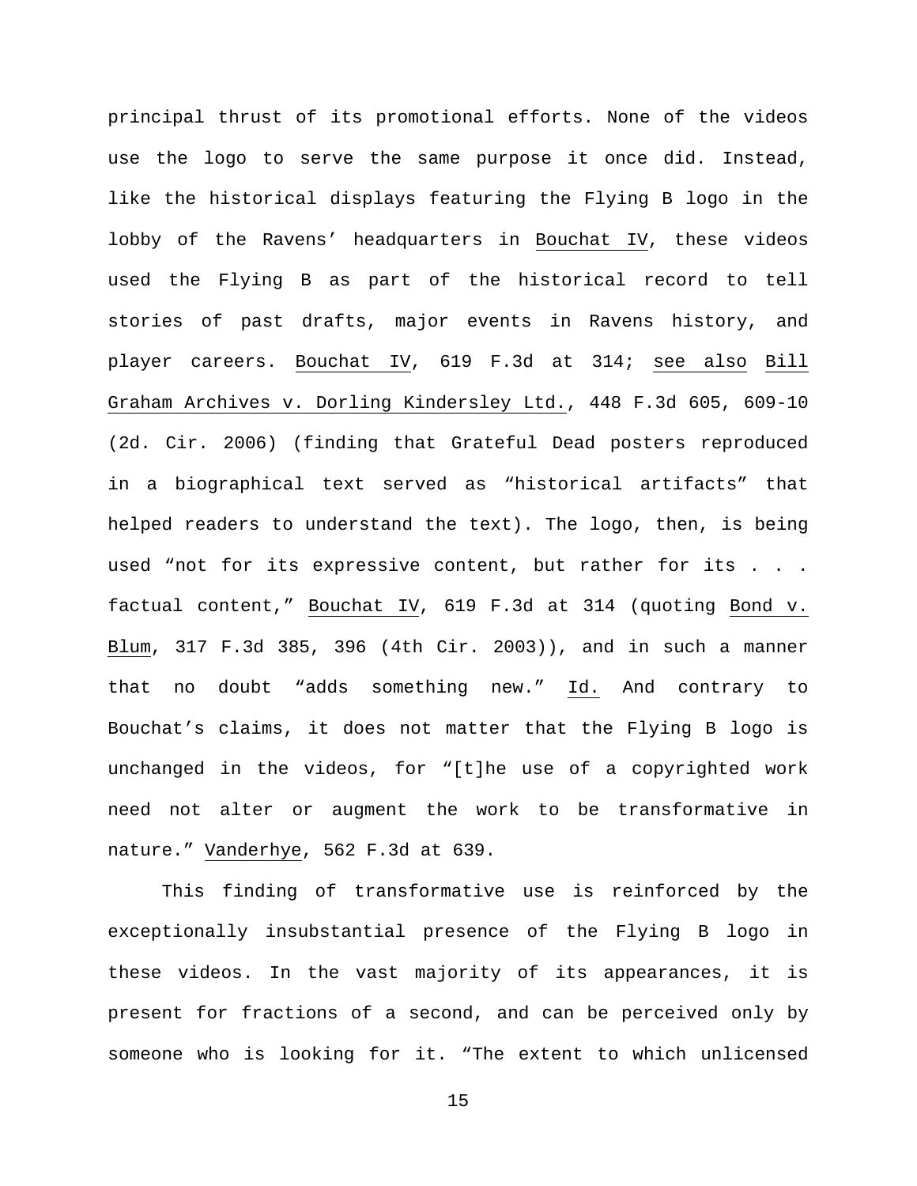principal thrust of its promotional efforts. None of the videos use the logo to serve the same purpose it once did. Instead, like the historical displays featuring the Flying B logo in the lobby of the Ravens' headquarters in Bouchat IV, these videos used the Flying B as part of the historical record to tell stories of past drafts, major events in Ravens history, and player careers. Bouchat IV, 619 F.3d at 314; see also Bill Graham Archives v. Dorling Kindersley Ltd., 448 F.3d 605, 609-10 (2d. Cir. 2006) (finding that Grateful Dead posters reproduced in a biographical text served as "historical artifacts" that helped readers to understand the text). The logo, then, is being used "not for its expressive content, but rather for its . . . factual content," Bouchat IV, 619 F.3d at 314 (quoting Bond v. Blum, 317 F.3d 385, 396 (4th Cir. 2003)), and in such a manner that no doubt "adds something new." Id. And contrary to Bouchat's claims, it does not matter that the Flying B logo is unchanged in the videos, for "[t]he use of a copyrighted work need not alter or augment the work to be transformative in nature." Vanderhye, 562 F.3d at 639.

This finding of transformative use is reinforced by the exceptionally insubstantial presence of the Flying B logo in these videos. In the vast majority of its appearances, it is present for fractions of a second, and can be perceived only by someone who is looking for it. "The extent to which unlicensed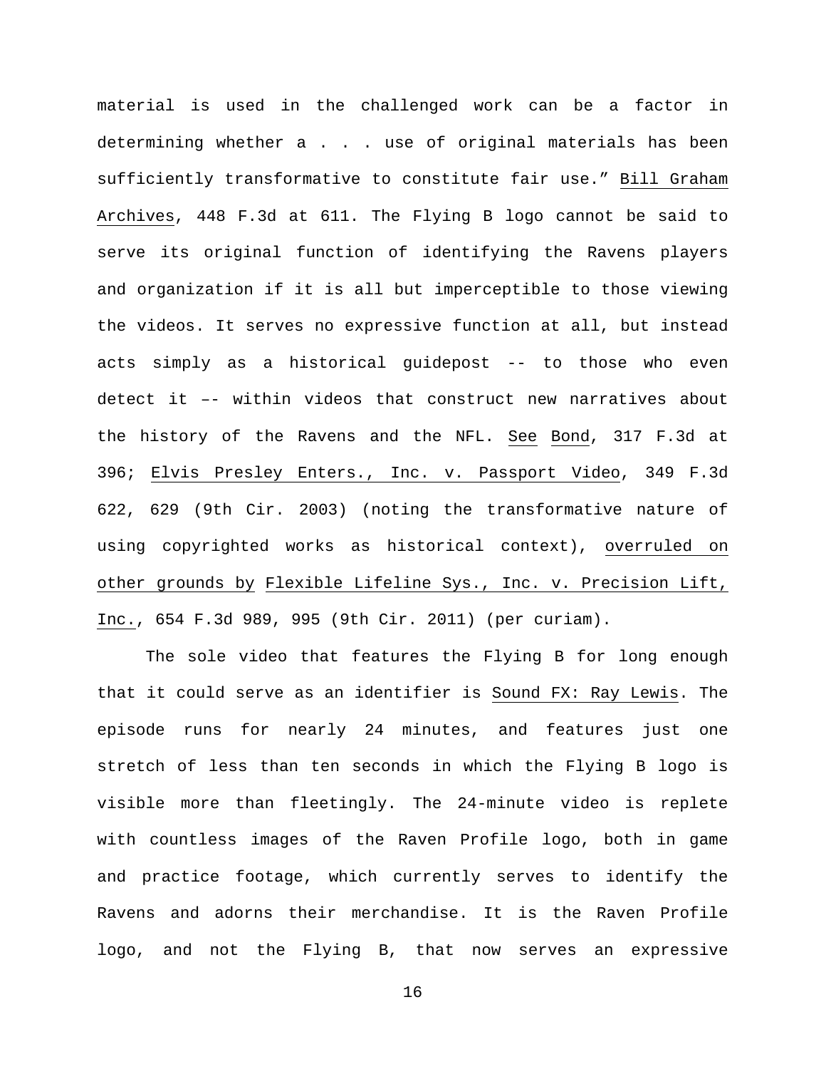material is used in the challenged work can be a factor in determining whether a . . . use of original materials has been sufficiently transformative to constitute fair use." Bill Graham Archives, 448 F.3d at 611. The Flying B logo cannot be said to serve its original function of identifying the Ravens players and organization if it is all but imperceptible to those viewing the videos. It serves no expressive function at all, but instead acts simply as a historical guidepost -- to those who even detect it –- within videos that construct new narratives about the history of the Ravens and the NFL. See Bond, 317 F.3d at 396; Elvis Presley Enters., Inc. v. Passport Video, 349 F.3d 622, 629 (9th Cir. 2003) (noting the transformative nature of using copyrighted works as historical context), overruled on other grounds by Flexible Lifeline Sys., Inc. v. Precision Lift, Inc., 654 F.3d 989, 995 (9th Cir. 2011) (per curiam).

The sole video that features the Flying B for long enough that it could serve as an identifier is Sound FX: Ray Lewis. The episode runs for nearly 24 minutes, and features just one stretch of less than ten seconds in which the Flying B logo is visible more than fleetingly. The 24-minute video is replete with countless images of the Raven Profile logo, both in game and practice footage, which currently serves to identify the Ravens and adorns their merchandise. It is the Raven Profile logo, and not the Flying B, that now serves an expressive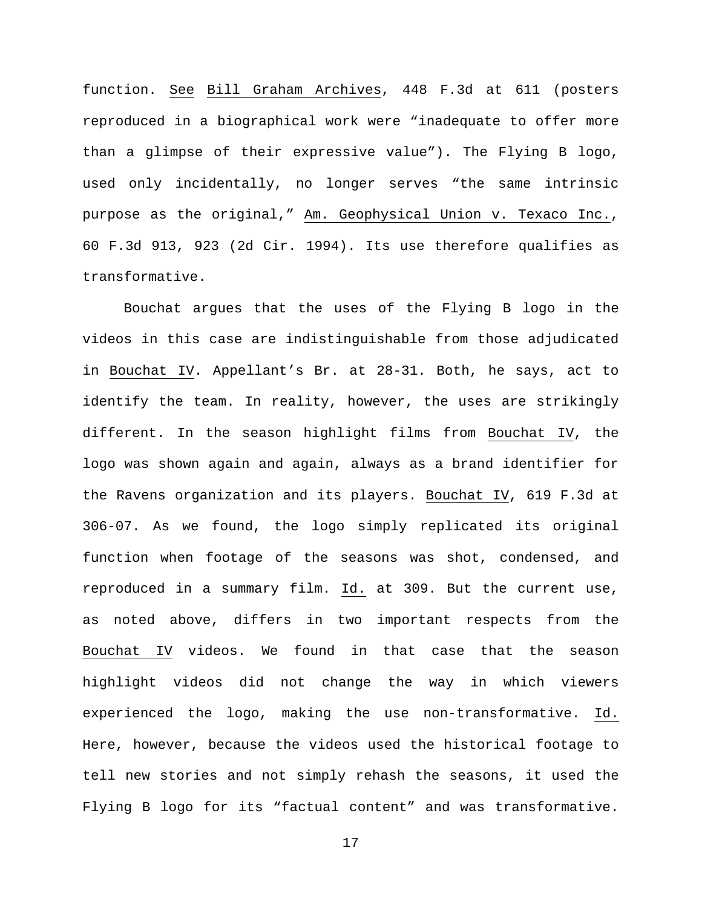function. See Bill Graham Archives, 448 F.3d at 611 (posters reproduced in a biographical work were "inadequate to offer more than a glimpse of their expressive value"). The Flying B logo, used only incidentally, no longer serves "the same intrinsic purpose as the original," Am. Geophysical Union v. Texaco Inc., 60 F.3d 913, 923 (2d Cir. 1994). Its use therefore qualifies as transformative.

Bouchat argues that the uses of the Flying B logo in the videos in this case are indistinguishable from those adjudicated in Bouchat IV. Appellant's Br. at 28-31. Both, he says, act to identify the team. In reality, however, the uses are strikingly different. In the season highlight films from Bouchat IV, the logo was shown again and again, always as a brand identifier for the Ravens organization and its players. Bouchat IV, 619 F.3d at 306-07. As we found, the logo simply replicated its original function when footage of the seasons was shot, condensed, and reproduced in a summary film. Id. at 309. But the current use, as noted above, differs in two important respects from the Bouchat IV videos. We found in that case that the season highlight videos did not change the way in which viewers experienced the logo, making the use non-transformative. Id. Here, however, because the videos used the historical footage to tell new stories and not simply rehash the seasons, it used the Flying B logo for its "factual content" and was transformative.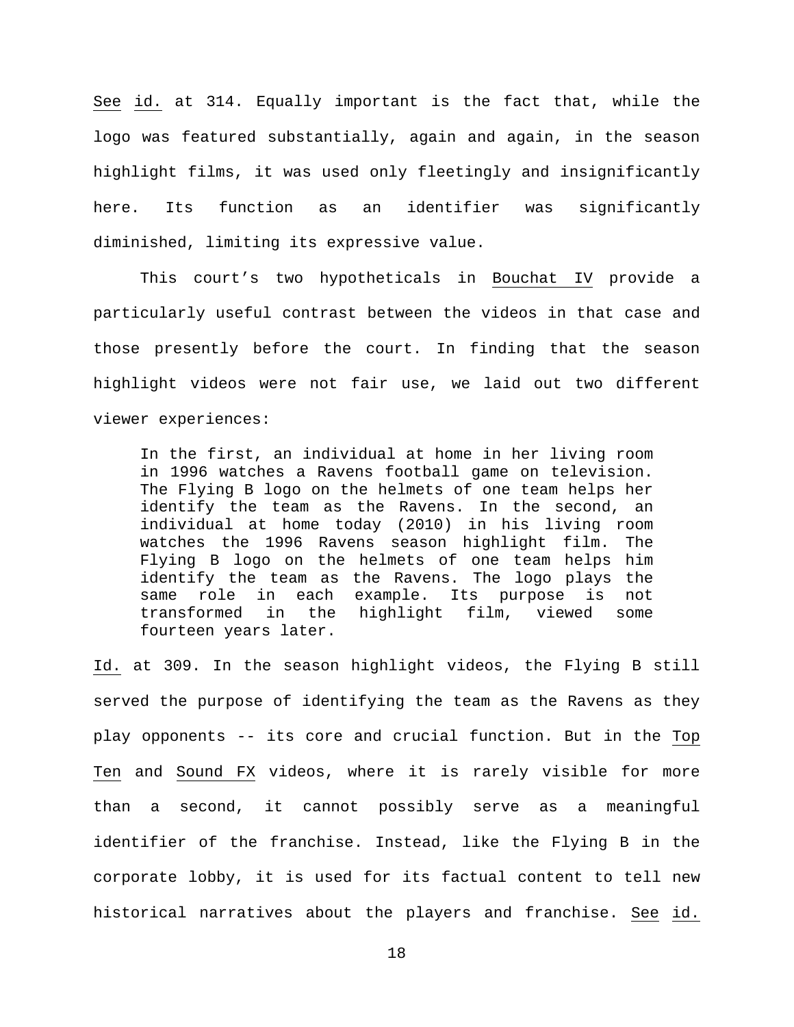See id. at 314. Equally important is the fact that, while the logo was featured substantially, again and again, in the season highlight films, it was used only fleetingly and insignificantly here. Its function as an identifier was significantly diminished, limiting its expressive value.

This court's two hypotheticals in Bouchat IV provide a particularly useful contrast between the videos in that case and those presently before the court. In finding that the season highlight videos were not fair use, we laid out two different viewer experiences:

> In the first, an individual at home in her living room in 1996 watches a Ravens football game on television. The Flying B logo on the helmets of one team helps her identify the team as the Ravens. In the second, an individual at home today (2010) in his living room watches the 1996 Ravens season highlight film. The Flying B logo on the helmets of one team helps him identify the team as the Ravens. The logo plays the same role in each example. Its purpose is not transformed in the highlight film, viewed some fourteen years later.

Id. at 309. In the season highlight videos, the Flying B still served the purpose of identifying the team as the Ravens as they play opponents -- its core and crucial function. But in the Top Ten and Sound FX videos, where it is rarely visible for more than a second, it cannot possibly serve as a meaningful identifier of the franchise. Instead, like the Flying B in the corporate lobby, it is used for its factual content to tell new historical narratives about the players and franchise. See id.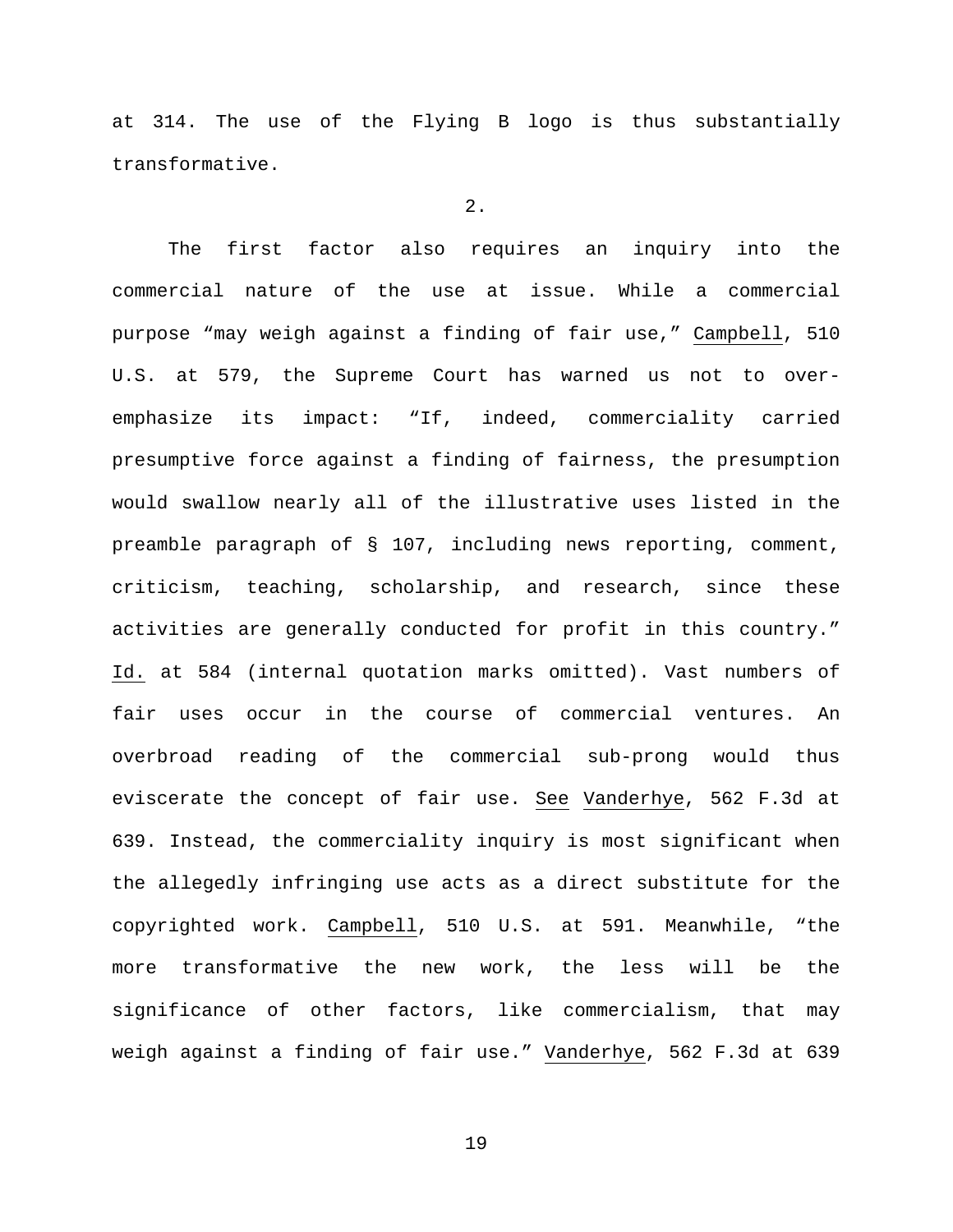at 314. The use of the Flying B logo is thus substantially transformative.

2.

The first factor also requires an inquiry into the commercial nature of the use at issue. While a commercial purpose "may weigh against a finding of fair use," Campbell, 510 U.S. at 579, the Supreme Court has warned us not to over-emphasize its impact: "If, indeed, commerciality carried presumptive force against a finding of fairness, the presumption would swallow nearly all of the illustrative uses listed in the preamble paragraph of § 107, including news reporting, comment, criticism, teaching, scholarship, and research, since these activities are generally conducted for profit in this country." Id. at 584 (internal quotation marks omitted). Vast numbers of fair uses occur in the course of commercial ventures. An overbroad reading of the commercial sub-prong would thus eviscerate the concept of fair use. See Vanderhye, 562 F.3d at 639. Instead, the commerciality inquiry is most significant when the allegedly infringing use acts as a direct substitute for the copyrighted work. Campbell, 510 U.S. at 591. Meanwhile, "the more transformative the new work, the less will be the significance of other factors, like commercialism, that may weigh against a finding of fair use." Vanderhye, 562 F.3d at 639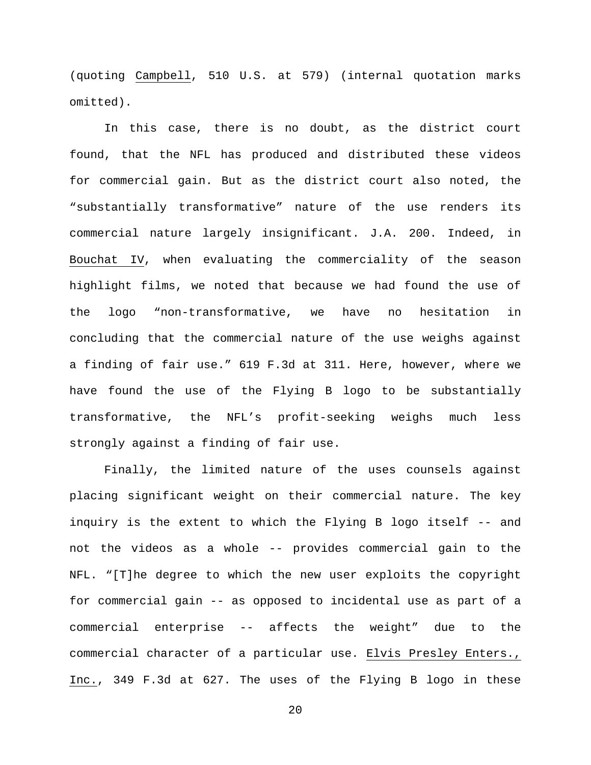(quoting Campbell, 510 U.S. at 579) (internal quotation marks omitted).

In this case, there is no doubt, as the district court found, that the NFL has produced and distributed these videos for commercial gain. But as the district court also noted, the "substantially transformative" nature of the use renders its commercial nature largely insignificant. J.A. 200. Indeed, in Bouchat IV, when evaluating the commerciality of the season highlight films, we noted that because we had found the use of the logo "non-transformative, we have no hesitation in concluding that the commercial nature of the use weighs against a finding of fair use." 619 F.3d at 311. Here, however, where we have found the use of the Flying B logo to be substantially transformative, the NFL's profit-seeking weighs much less strongly against a finding of fair use.

Finally, the limited nature of the uses counsels against placing significant weight on their commercial nature. The key inquiry is the extent to which the Flying B logo itself -- and not the videos as a whole -- provides commercial gain to the NFL. "[T]he degree to which the new user exploits the copyright for commercial gain -- as opposed to incidental use as part of a commercial enterprise -- affects the weight" due to the commercial character of a particular use. Elvis Presley Enters., Inc., 349 F.3d at 627. The uses of the Flying B logo in these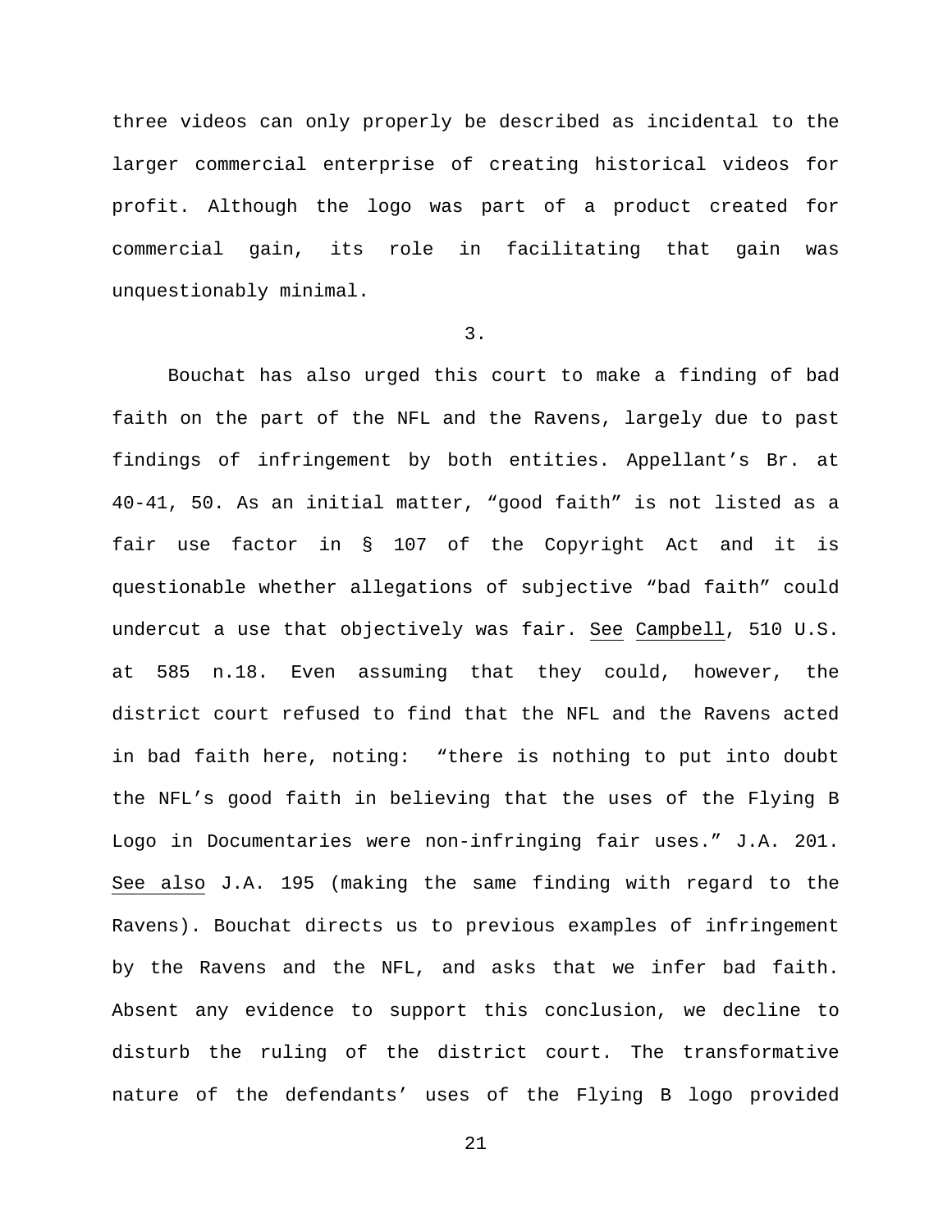three videos can only properly be described as incidental to the larger commercial enterprise of creating historical videos for profit. Although the logo was part of a product created for commercial gain, its role in facilitating that gain was unquestionably minimal.

3.

Bouchat has also urged this court to make a finding of bad faith on the part of the NFL and the Ravens, largely due to past findings of infringement by both entities. Appellant's Br. at 40-41, 50. As an initial matter, "good faith" is not listed as a fair use factor in § 107 of the Copyright Act and it is questionable whether allegations of subjective "bad faith" could undercut a use that objectively was fair. See Campbell, 510 U.S. at 585 n.18. Even assuming that they could, however, the district court refused to find that the NFL and the Ravens acted in bad faith here, noting: "there is nothing to put into doubt the NFL's good faith in believing that the uses of the Flying B Logo in Documentaries were non-infringing fair uses." J.A. 201. See also J.A. 195 (making the same finding with regard to the Ravens). Bouchat directs us to previous examples of infringement by the Ravens and the NFL, and asks that we infer bad faith. Absent any evidence to support this conclusion, we decline to disturb the ruling of the district court. The transformative nature of the defendants' uses of the Flying B logo provided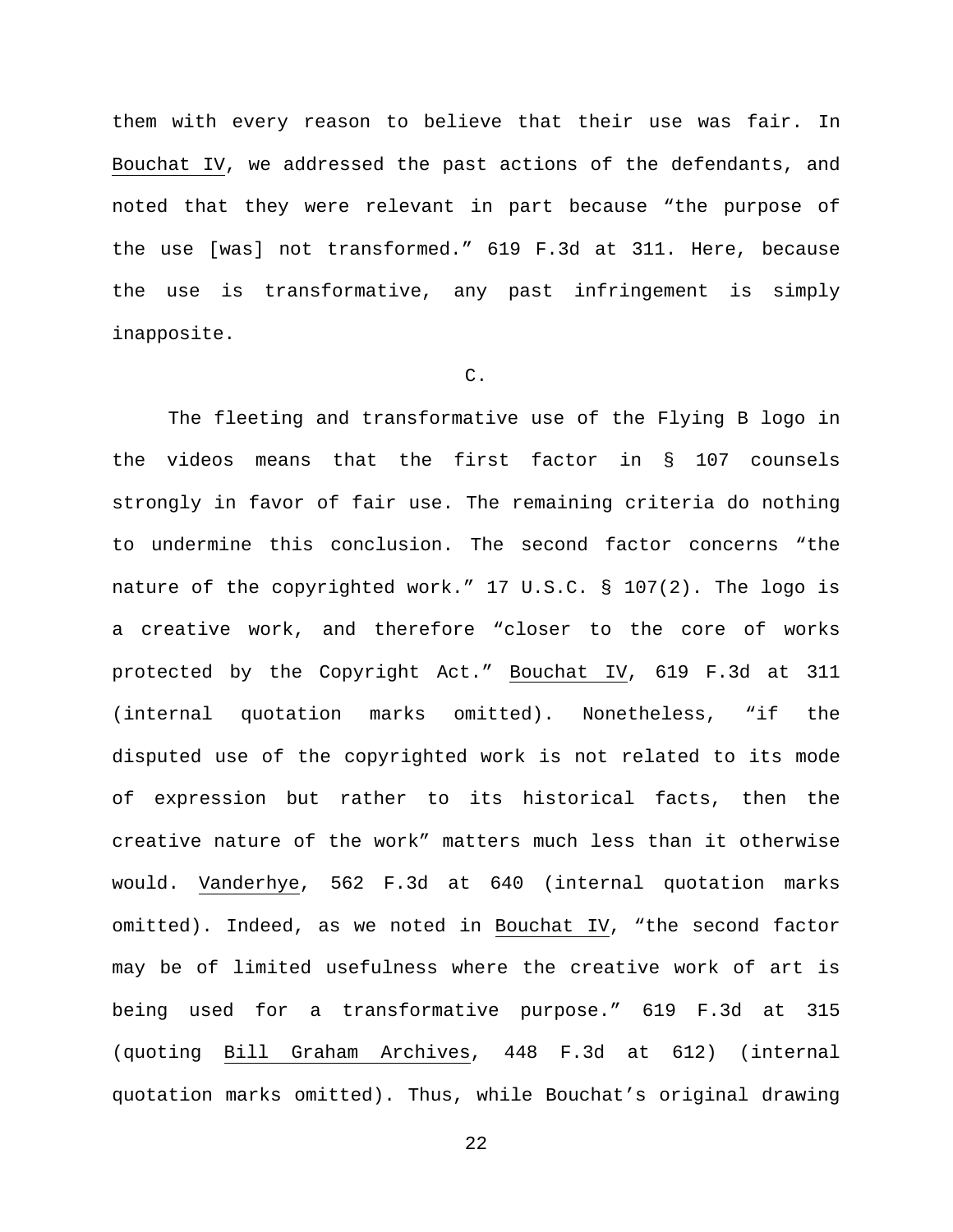them with every reason to believe that their use was fair. In Bouchat IV, we addressed the past actions of the defendants, and noted that they were relevant in part because "the purpose of the use [was] not transformed." 619 F.3d at 311. Here, because the use is transformative, any past infringement is simply inapposite.

C.

The fleeting and transformative use of the Flying B logo in the videos means that the first factor in § 107 counsels strongly in favor of fair use. The remaining criteria do nothing to undermine this conclusion. The second factor concerns "the nature of the copyrighted work." 17 U.S.C. § 107(2). The logo is a creative work, and therefore "closer to the core of works protected by the Copyright Act." Bouchat IV, 619 F.3d at 311 (internal quotation marks omitted). Nonetheless, "if the disputed use of the copyrighted work is not related to its mode of expression but rather to its historical facts, then the creative nature of the work" matters much less than it otherwise would. Vanderhye, 562 F.3d at 640 (internal quotation marks omitted). Indeed, as we noted in Bouchat IV, "the second factor may be of limited usefulness where the creative work of art is being used for a transformative purpose." 619 F.3d at 315 (quoting Bill Graham Archives, 448 F.3d at 612) (internal quotation marks omitted). Thus, while Bouchat's original drawing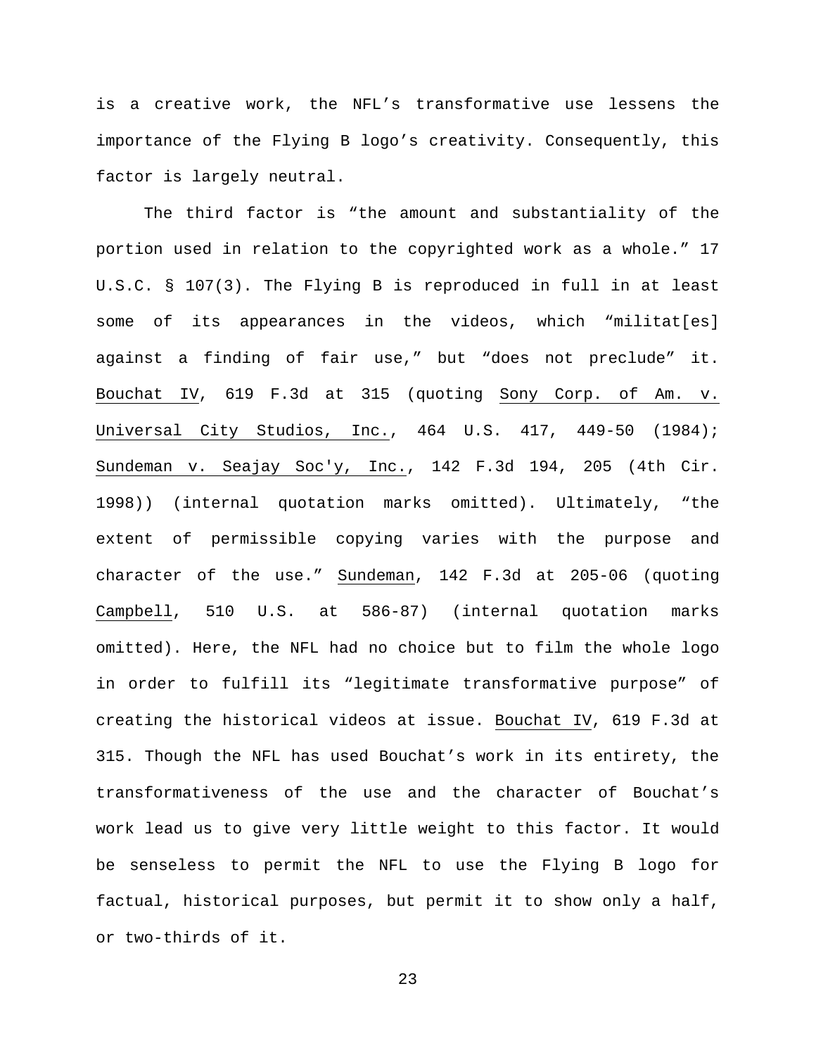is a creative work, the NFL's transformative use lessens the importance of the Flying B logo's creativity. Consequently, this factor is largely neutral.

The third factor is "the amount and substantiality of the portion used in relation to the copyrighted work as a whole." 17 U.S.C. § 107(3). The Flying B is reproduced in full in at least some of its appearances in the videos, which "militat[es] against a finding of fair use," but "does not preclude" it. Bouchat IV, 619 F.3d at 315 (quoting Sony Corp. of Am. v. Universal City Studios, Inc., 464 U.S. 417, 449-50 (1984); Sundeman v. Seajay Soc'y, Inc., 142 F.3d 194, 205 (4th Cir. 1998)) (internal quotation marks omitted). Ultimately, "the extent of permissible copying varies with the purpose and character of the use." Sundeman, 142 F.3d at 205-06 (quoting Campbell, 510 U.S. at 586-87) (internal quotation marks omitted). Here, the NFL had no choice but to film the whole logo in order to fulfill its "legitimate transformative purpose" of creating the historical videos at issue. Bouchat IV, 619 F.3d at 315. Though the NFL has used Bouchat's work in its entirety, the transformativeness of the use and the character of Bouchat's work lead us to give very little weight to this factor. It would be senseless to permit the NFL to use the Flying B logo for factual, historical purposes, but permit it to show only a half, or two-thirds of it.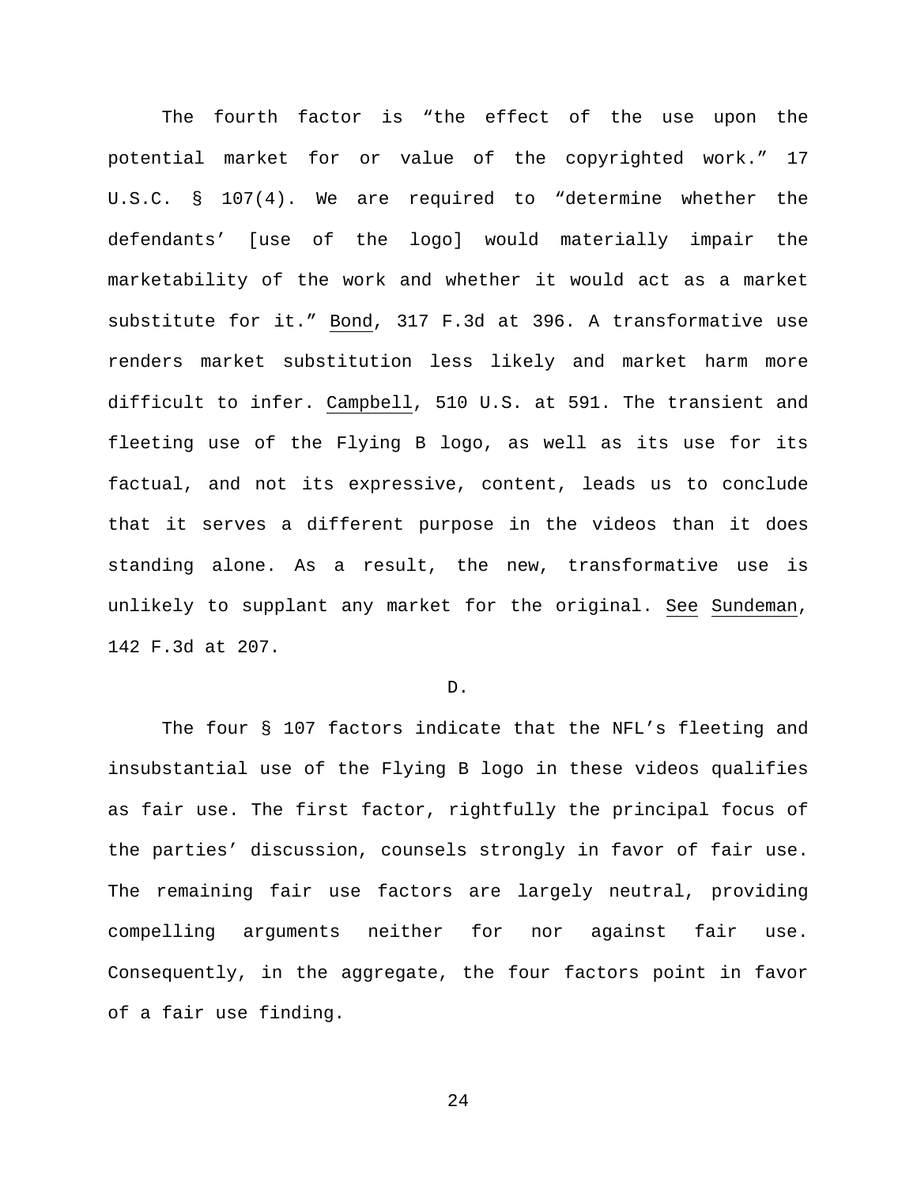The fourth factor is "the effect of the use upon the potential market for or value of the copyrighted work." 17 U.S.C. § 107(4). We are required to "determine whether the defendants' [use of the logo] would materially impair the marketability of the work and whether it would act as a market substitute for it." Bond, 317 F.3d at 396. A transformative use renders market substitution less likely and market harm more difficult to infer. Campbell, 510 U.S. at 591. The transient and fleeting use of the Flying B logo, as well as its use for its factual, and not its expressive, content, leads us to conclude that it serves a different purpose in the videos than it does standing alone. As a result, the new, transformative use is unlikely to supplant any market for the original. See Sundeman, 142 F.3d at 207.

D.

The four § 107 factors indicate that the NFL's fleeting and insubstantial use of the Flying B logo in these videos qualifies as fair use. The first factor, rightfully the principal focus of the parties' discussion, counsels strongly in favor of fair use. The remaining fair use factors are largely neutral, providing compelling arguments neither for nor against fair use. Consequently, in the aggregate, the four factors point in favor of a fair use finding.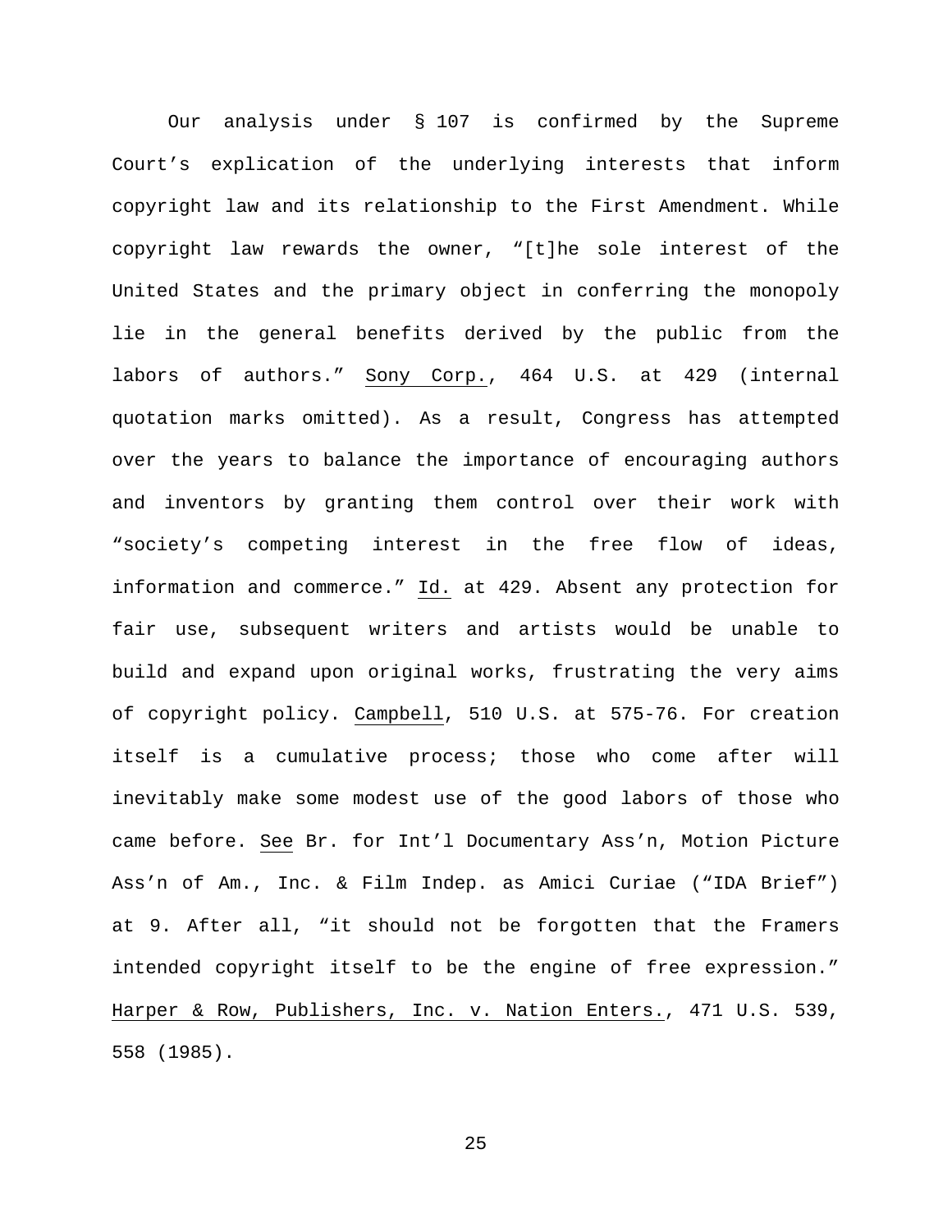Our analysis under § 107 is confirmed by the Supreme Court's explication of the underlying interests that inform copyright law and its relationship to the First Amendment. While copyright law rewards the owner, "[t]he sole interest of the United States and the primary object in conferring the monopoly lie in the general benefits derived by the public from the labors of authors." Sony Corp., 464 U.S. at 429 (internal quotation marks omitted). As a result, Congress has attempted over the years to balance the importance of encouraging authors and inventors by granting them control over their work with "society's competing interest in the free flow of ideas, information and commerce." Id. at 429. Absent any protection for fair use, subsequent writers and artists would be unable to build and expand upon original works, frustrating the very aims of copyright policy. Campbell, 510 U.S. at 575-76. For creation itself is a cumulative process; those who come after will inevitably make some modest use of the good labors of those who came before. See Br. for Int'l Documentary Ass'n, Motion Picture Ass'n of Am., Inc. & Film Indep. as Amici Curiae ("IDA Brief") at 9. After all, "it should not be forgotten that the Framers intended copyright itself to be the engine of free expression." Harper & Row, Publishers, Inc. v. Nation Enters., 471 U.S. 539, 558 (1985).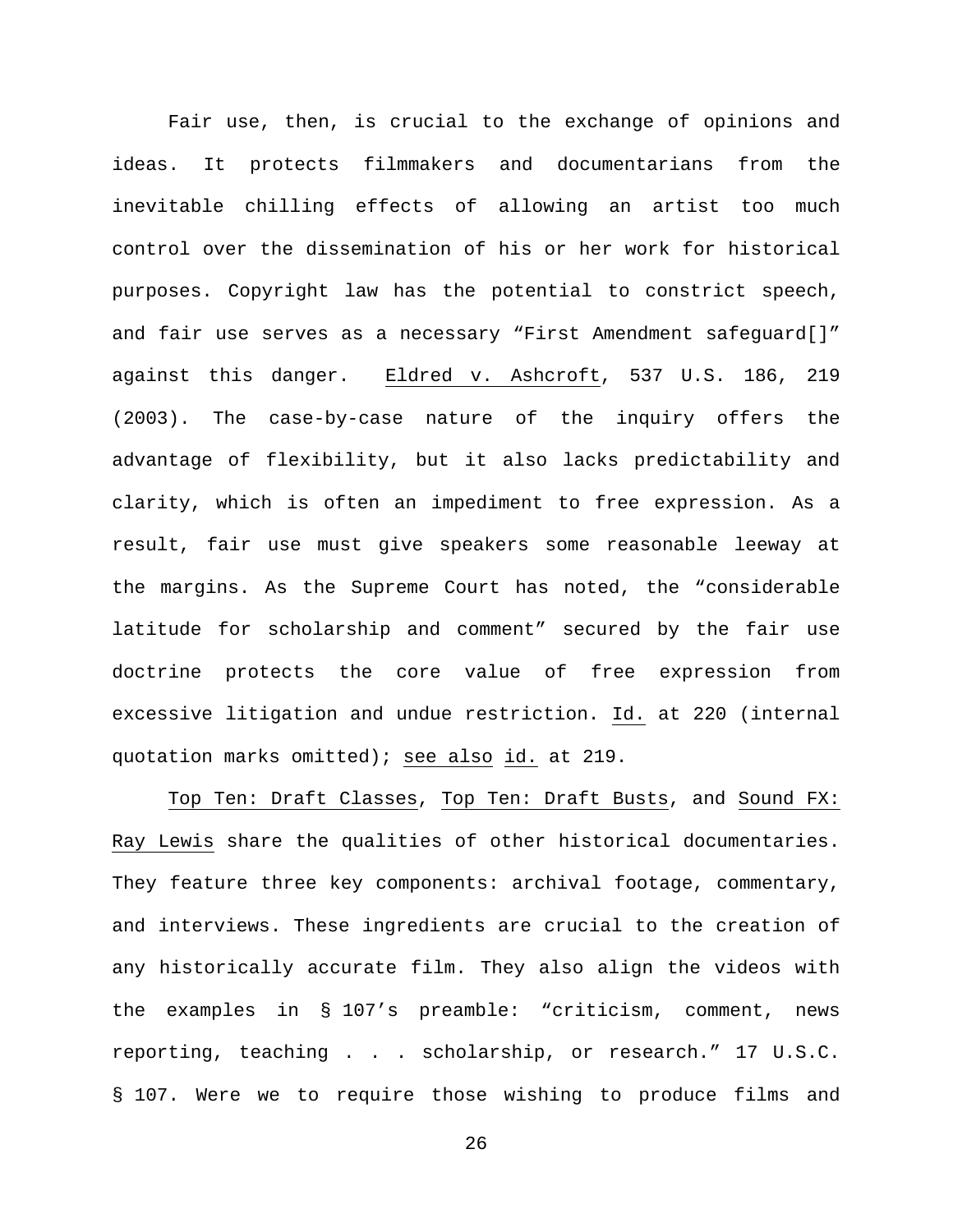Fair use, then, is crucial to the exchange of opinions and ideas. It protects filmmakers and documentarians from the inevitable chilling effects of allowing an artist too much control over the dissemination of his or her work for historical purposes. Copyright law has the potential to constrict speech, and fair use serves as a necessary "First Amendment safeguard[]" against this danger. Eldred v. Ashcroft, 537 U.S. 186, 219 (2003). The case-by-case nature of the inquiry offers the advantage of flexibility, but it also lacks predictability and clarity, which is often an impediment to free expression. As a result, fair use must give speakers some reasonable leeway at the margins. As the Supreme Court has noted, the "considerable latitude for scholarship and comment" secured by the fair use doctrine protects the core value of free expression from excessive litigation and undue restriction. Id. at 220 (internal quotation marks omitted); see also id. at 219.

Top Ten: Draft Classes, Top Ten: Draft Busts, and Sound FX: Ray Lewis share the qualities of other historical documentaries. They feature three key components: archival footage, commentary, and interviews. These ingredients are crucial to the creation of any historically accurate film. They also align the videos with the examples in § 107's preamble: "criticism, comment, news reporting, teaching . . . scholarship, or research." 17 U.S.C. § 107. Were we to require those wishing to produce films and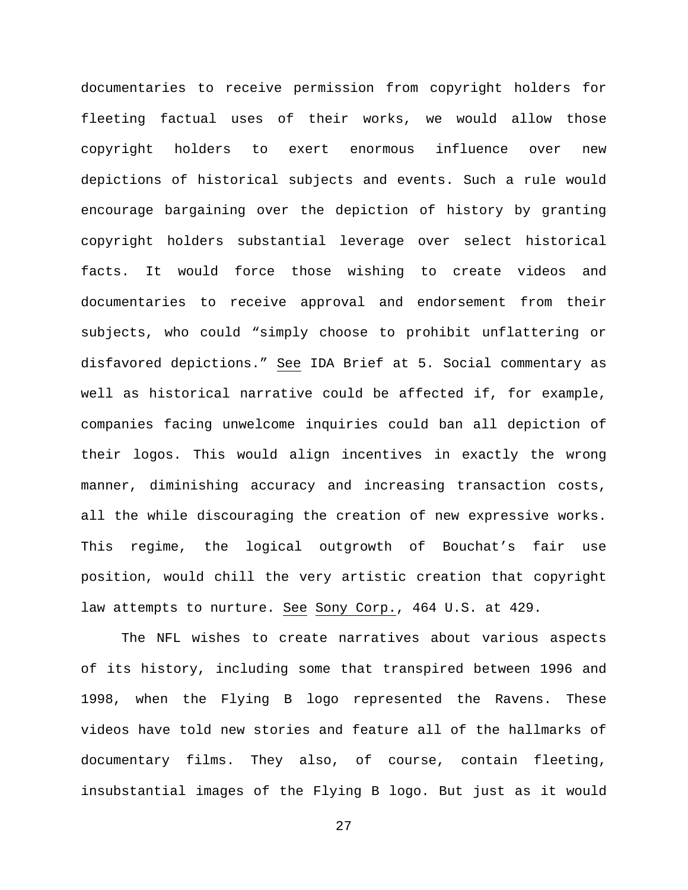documentaries to receive permission from copyright holders for fleeting factual uses of their works, we would allow those copyright holders to exert enormous influence over new depictions of historical subjects and events. Such a rule would encourage bargaining over the depiction of history by granting copyright holders substantial leverage over select historical facts. It would force those wishing to create videos and documentaries to receive approval and endorsement from their subjects, who could "simply choose to prohibit unflattering or disfavored depictions." See IDA Brief at 5. Social commentary as well as historical narrative could be affected if, for example, companies facing unwelcome inquiries could ban all depiction of their logos. This would align incentives in exactly the wrong manner, diminishing accuracy and increasing transaction costs, all the while discouraging the creation of new expressive works. This regime, the logical outgrowth of Bouchat's fair use position, would chill the very artistic creation that copyright law attempts to nurture. See Sony Corp., 464 U.S. at 429.

The NFL wishes to create narratives about various aspects of its history, including some that transpired between 1996 and 1998, when the Flying B logo represented the Ravens. These videos have told new stories and feature all of the hallmarks of documentary films. They also, of course, contain fleeting, insubstantial images of the Flying B logo. But just as it would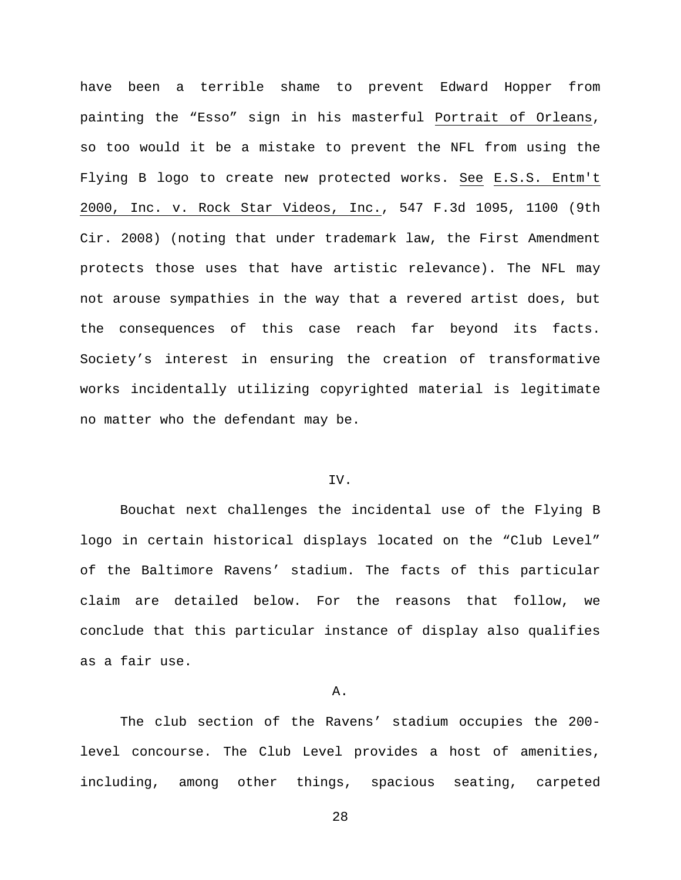have been a terrible shame to prevent Edward Hopper from painting the "Esso" sign in his masterful Portrait of Orleans, so too would it be a mistake to prevent the NFL from using the Flying B logo to create new protected works. See E.S.S. Entm't 2000, Inc. v. Rock Star Videos, Inc., 547 F.3d 1095, 1100 (9th Cir. 2008) (noting that under trademark law, the First Amendment protects those uses that have artistic relevance). The NFL may not arouse sympathies in the way that a revered artist does, but the consequences of this case reach far beyond its facts. Society's interest in ensuring the creation of transformative works incidentally utilizing copyrighted material is legitimate no matter who the defendant may be.

IV.

Bouchat next challenges the incidental use of the Flying B logo in certain historical displays located on the "Club Level" of the Baltimore Ravens' stadium. The facts of this particular claim are detailed below. For the reasons that follow, we conclude that this particular instance of display also qualifies as a fair use.

A.

The club section of the Ravens' stadium occupies the 200-level concourse. The Club Level provides a host of amenities, including, among other things, spacious seating, carpeted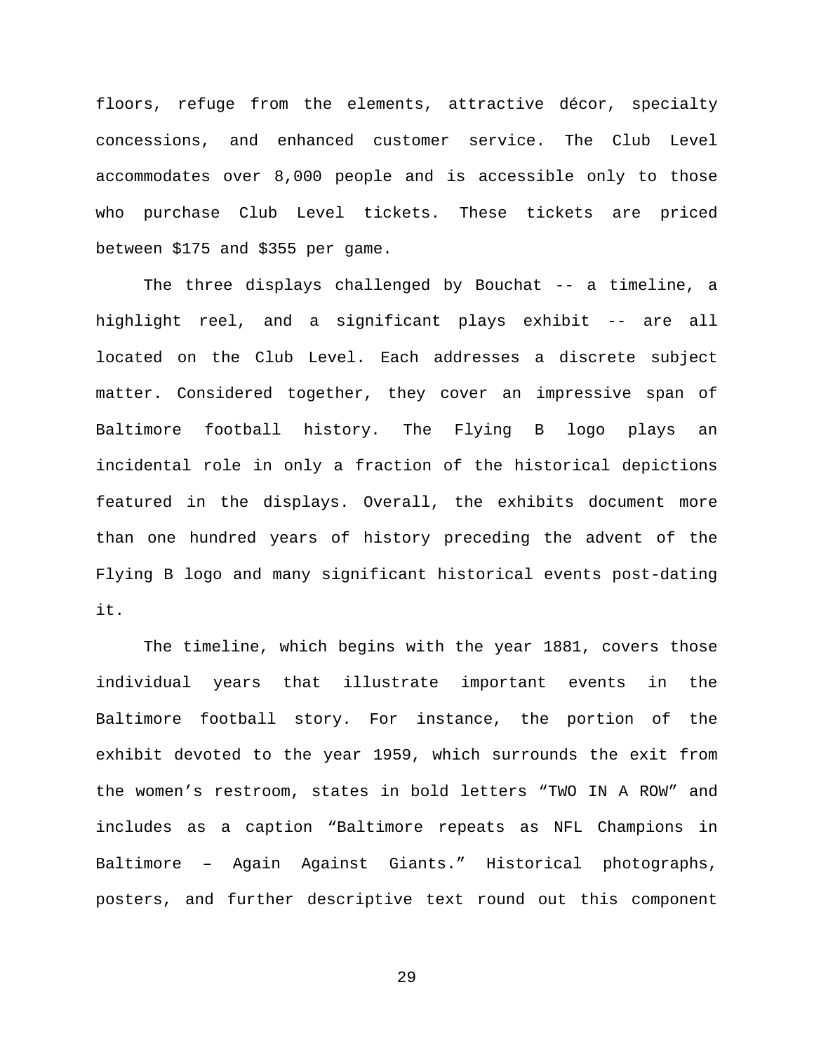floors, refuge from the elements, attractive décor, specialty concessions, and enhanced customer service. The Club Level accommodates over 8,000 people and is accessible only to those who purchase Club Level tickets. These tickets are priced between $175 and $355 per game.

The three displays challenged by Bouchat -- a timeline, a highlight reel, and a significant plays exhibit -- are all located on the Club Level. Each addresses a discrete subject matter. Considered together, they cover an impressive span of Baltimore football history. The Flying B logo plays an incidental role in only a fraction of the historical depictions featured in the displays. Overall, the exhibits document more than one hundred years of history preceding the advent of the Flying B logo and many significant historical events post-dating it.

The timeline, which begins with the year 1881, covers those individual years that illustrate important events in the Baltimore football story. For instance, the portion of the exhibit devoted to the year 1959, which surrounds the exit from the women's restroom, states in bold letters "TWO IN A ROW" and includes as a caption "Baltimore repeats as NFL Champions in Baltimore – Again Against Giants." Historical photographs, posters, and further descriptive text round out this component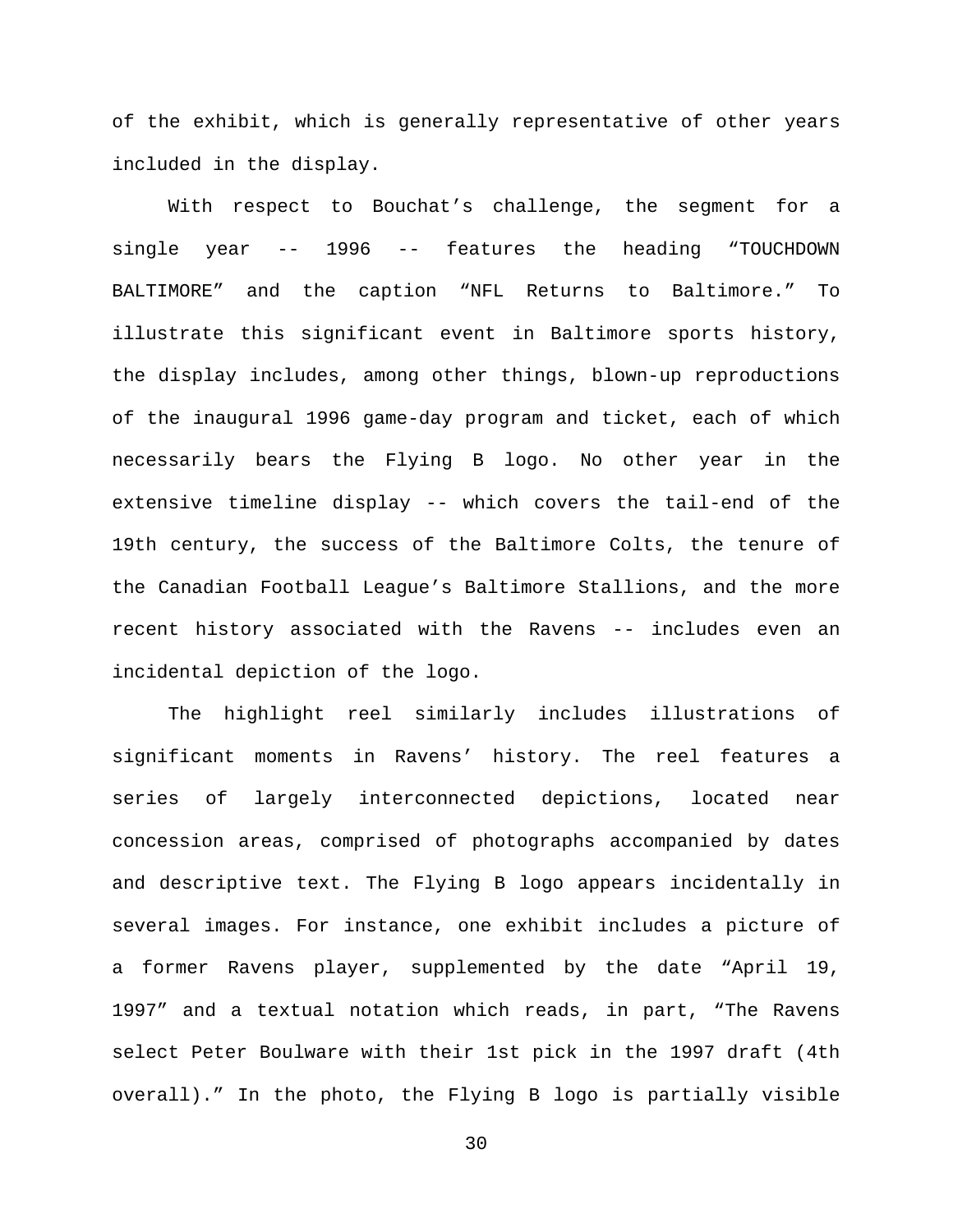of the exhibit, which is generally representative of other years included in the display.

With respect to Bouchat's challenge, the segment for a single year -- 1996 -- features the heading "TOUCHDOWN BALTIMORE" and the caption "NFL Returns to Baltimore." To illustrate this significant event in Baltimore sports history, the display includes, among other things, blown-up reproductions of the inaugural 1996 game-day program and ticket, each of which necessarily bears the Flying B logo. No other year in the extensive timeline display -- which covers the tail-end of the 19th century, the success of the Baltimore Colts, the tenure of the Canadian Football League's Baltimore Stallions, and the more recent history associated with the Ravens -- includes even an incidental depiction of the logo.

The highlight reel similarly includes illustrations of significant moments in Ravens' history. The reel features a series of largely interconnected depictions, located near concession areas, comprised of photographs accompanied by dates and descriptive text. The Flying B logo appears incidentally in several images. For instance, one exhibit includes a picture of a former Ravens player, supplemented by the date "April 19, 1997" and a textual notation which reads, in part, "The Ravens select Peter Boulware with their 1st pick in the 1997 draft (4th overall)." In the photo, the Flying B logo is partially visible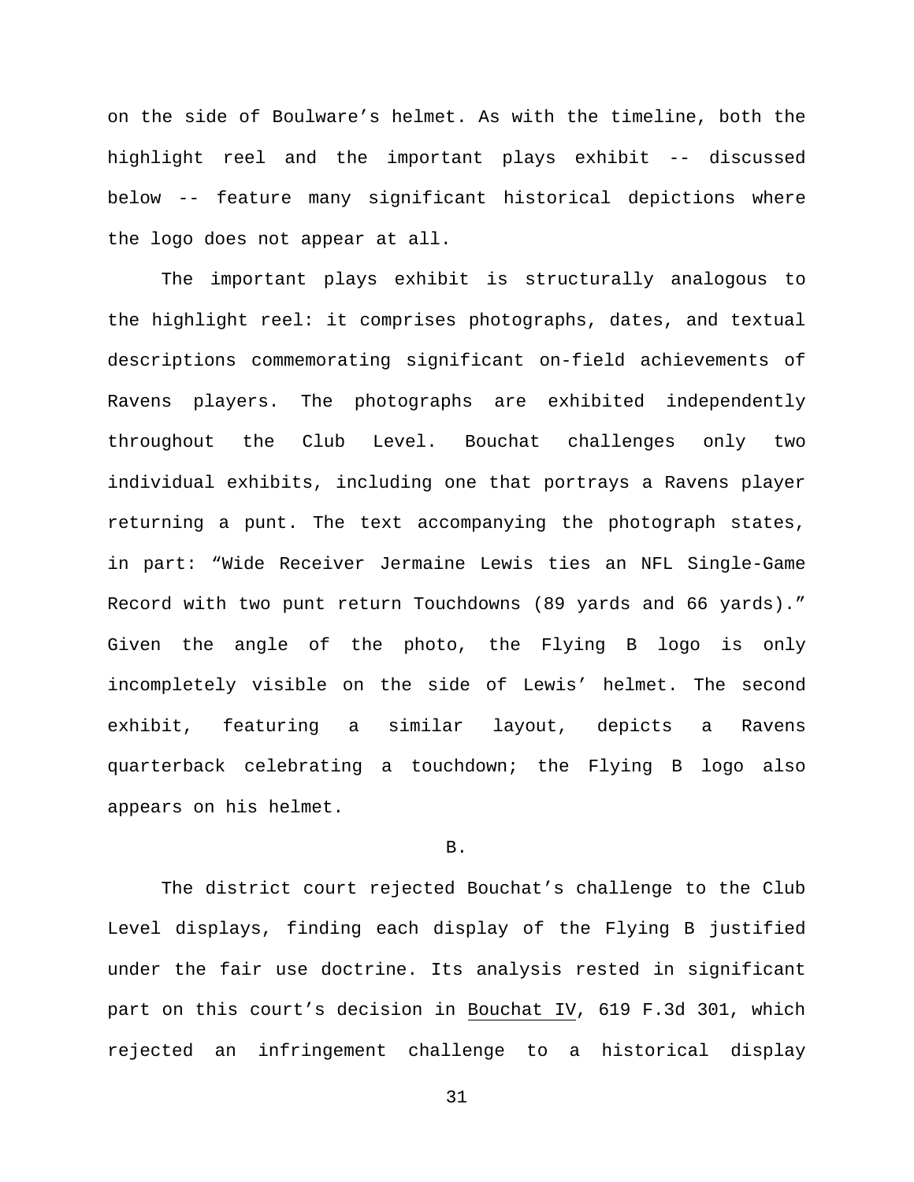on the side of Boulware's helmet. As with the timeline, both the highlight reel and the important plays exhibit -- discussed below -- feature many significant historical depictions where the logo does not appear at all.

The important plays exhibit is structurally analogous to the highlight reel: it comprises photographs, dates, and textual descriptions commemorating significant on-field achievements of Ravens players. The photographs are exhibited independently throughout the Club Level. Bouchat challenges only two individual exhibits, including one that portrays a Ravens player returning a punt. The text accompanying the photograph states, in part: "Wide Receiver Jermaine Lewis ties an NFL Single-Game Record with two punt return Touchdowns (89 yards and 66 yards)." Given the angle of the photo, the Flying B logo is only incompletely visible on the side of Lewis' helmet. The second exhibit, featuring a similar layout, depicts a Ravens quarterback celebrating a touchdown; the Flying B logo also appears on his helmet.

B.

The district court rejected Bouchat's challenge to the Club Level displays, finding each display of the Flying B justified under the fair use doctrine. Its analysis rested in significant part on this court's decision in Bouchat IV, 619 F.3d 301, which rejected an infringement challenge to a historical display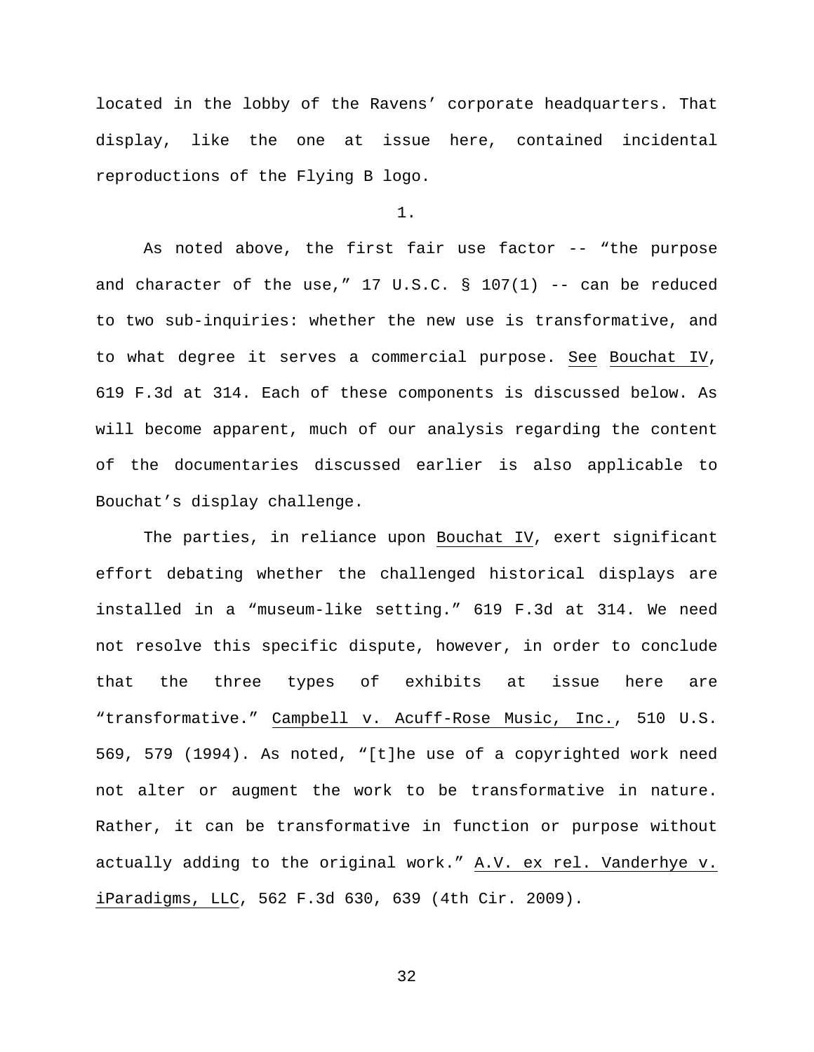located in the lobby of the Ravens' corporate headquarters. That display, like the one at issue here, contained incidental reproductions of the Flying B logo.

1.

As noted above, the first fair use factor -- "the purpose and character of the use," 17 U.S.C. § 107(1) -- can be reduced to two sub-inquiries: whether the new use is transformative, and to what degree it serves a commercial purpose. See Bouchat IV, 619 F.3d at 314. Each of these components is discussed below. As will become apparent, much of our analysis regarding the content of the documentaries discussed earlier is also applicable to Bouchat's display challenge.

The parties, in reliance upon Bouchat IV, exert significant effort debating whether the challenged historical displays are installed in a "museum-like setting." 619 F.3d at 314. We need not resolve this specific dispute, however, in order to conclude that the three types of exhibits at issue here are "transformative." Campbell v. Acuff-Rose Music, Inc., 510 U.S. 569, 579 (1994). As noted, "[t]he use of a copyrighted work need not alter or augment the work to be transformative in nature. Rather, it can be transformative in function or purpose without actually adding to the original work." A.V. ex rel. Vanderhye v. iParadigms, LLC, 562 F.3d 630, 639 (4th Cir. 2009).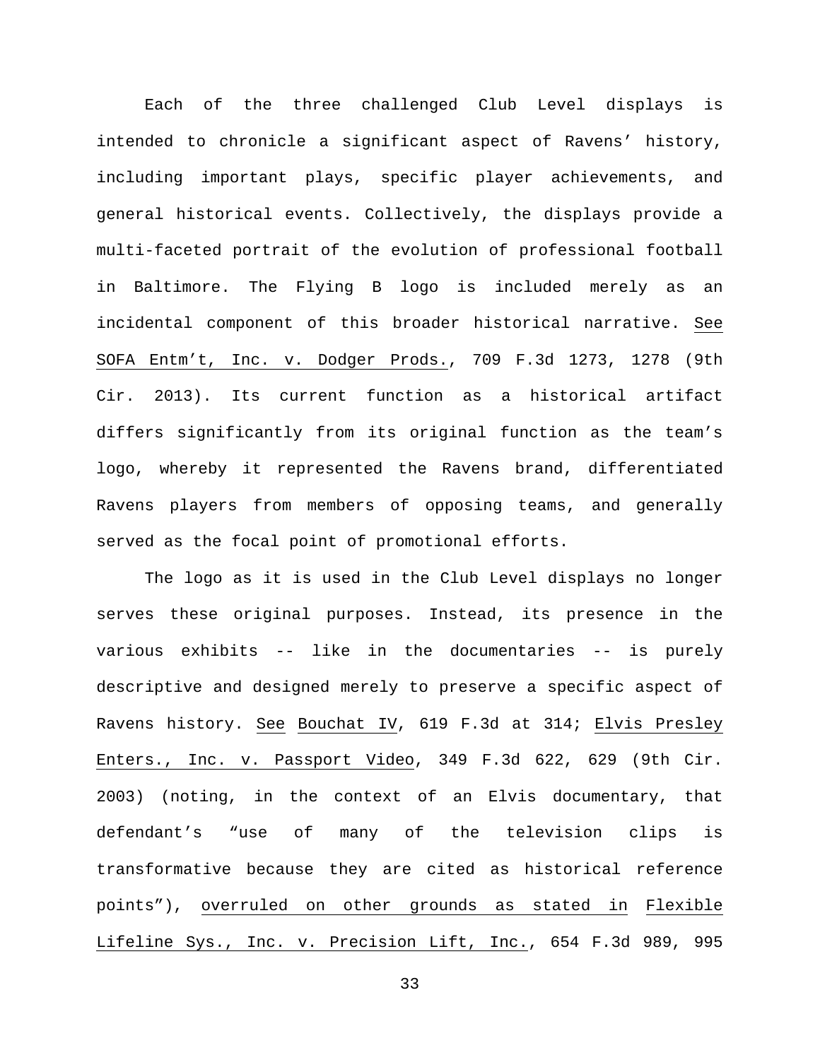Each of the three challenged Club Level displays is intended to chronicle a significant aspect of Ravens' history, including important plays, specific player achievements, and general historical events. Collectively, the displays provide a multi-faceted portrait of the evolution of professional football in Baltimore. The Flying B logo is included merely as an incidental component of this broader historical narrative. See SOFA Entm't, Inc. v. Dodger Prods., 709 F.3d 1273, 1278 (9th Cir. 2013). Its current function as a historical artifact differs significantly from its original function as the team's logo, whereby it represented the Ravens brand, differentiated Ravens players from members of opposing teams, and generally served as the focal point of promotional efforts.

The logo as it is used in the Club Level displays no longer serves these original purposes. Instead, its presence in the various exhibits -- like in the documentaries -- is purely descriptive and designed merely to preserve a specific aspect of Ravens history. See Bouchat IV, 619 F.3d at 314; Elvis Presley Enters., Inc. v. Passport Video, 349 F.3d 622, 629 (9th Cir. 2003) (noting, in the context of an Elvis documentary, that defendant's "use of many of the television clips is transformative because they are cited as historical reference points"), overruled on other grounds as stated in Flexible Lifeline Sys., Inc. v. Precision Lift, Inc., 654 F.3d 989, 995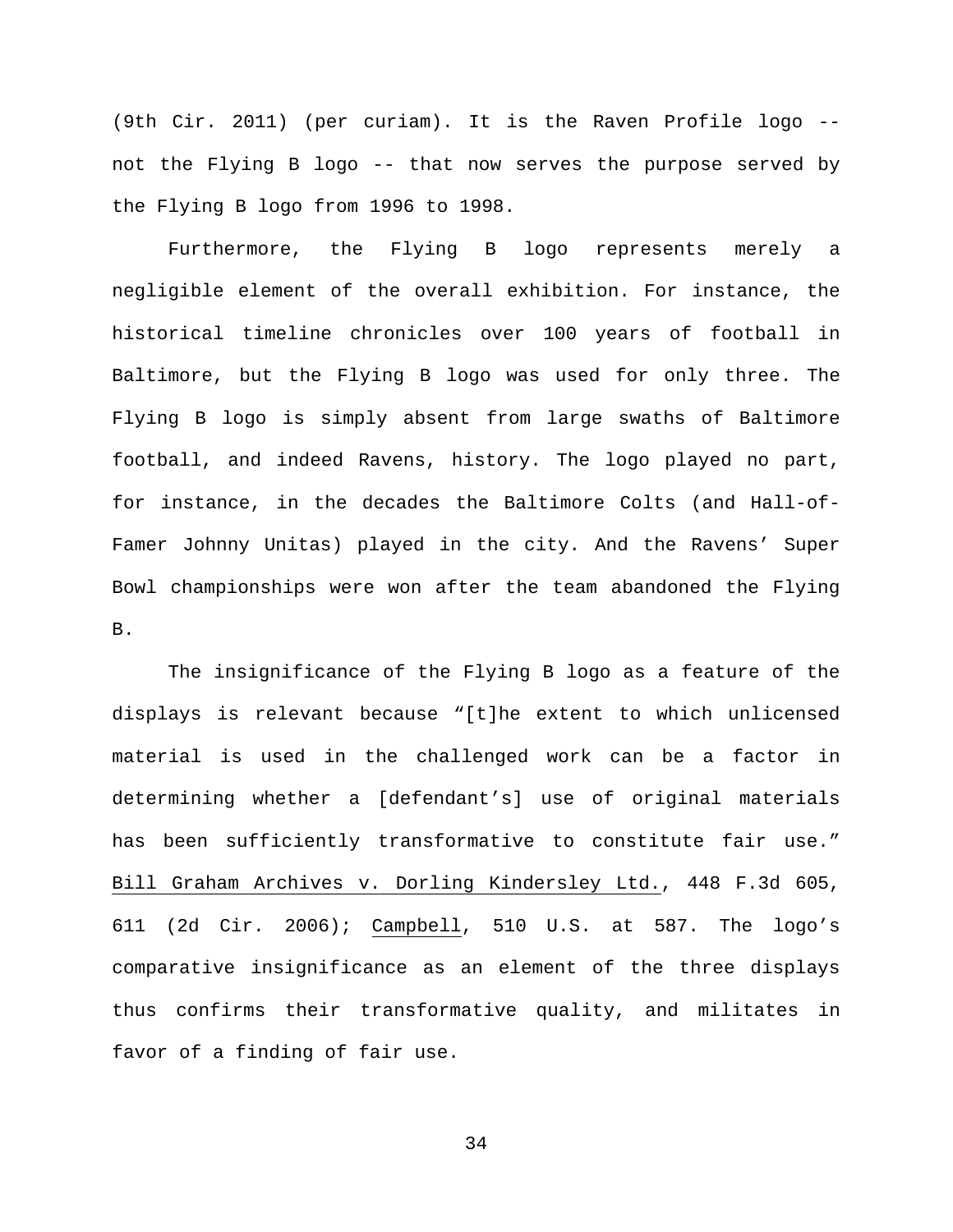(9th Cir. 2011) (per curiam). It is the Raven Profile logo -- not the Flying B logo -- that now serves the purpose served by the Flying B logo from 1996 to 1998.

Furthermore, the Flying B logo represents merely a negligible element of the overall exhibition. For instance, the historical timeline chronicles over 100 years of football in Baltimore, but the Flying B logo was used for only three. The Flying B logo is simply absent from large swaths of Baltimore football, and indeed Ravens, history. The logo played no part, for instance, in the decades the Baltimore Colts (and Hall-of-Famer Johnny Unitas) played in the city. And the Ravens' Super Bowl championships were won after the team abandoned the Flying B.

The insignificance of the Flying B logo as a feature of the displays is relevant because "[t]he extent to which unlicensed material is used in the challenged work can be a factor in determining whether a [defendant's] use of original materials has been sufficiently transformative to constitute fair use." Bill Graham Archives v. Dorling Kindersley Ltd., 448 F.3d 605, 611 (2d Cir. 2006); Campbell, 510 U.S. at 587. The logo's comparative insignificance as an element of the three displays thus confirms their transformative quality, and militates in favor of a finding of fair use.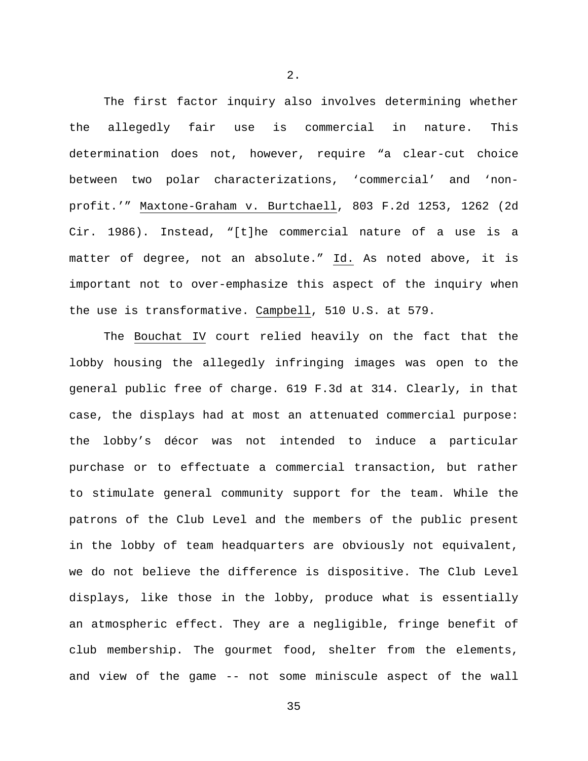2.

The first factor inquiry also involves determining whether the allegedly fair use is commercial in nature. This determination does not, however, require "a clear-cut choice between two polar characterizations, 'commercial' and 'non-profit.'" Maxtone-Graham v. Burtchaell, 803 F.2d 1253, 1262 (2d Cir. 1986). Instead, "[t]he commercial nature of a use is a matter of degree, not an absolute." Id. As noted above, it is important not to over-emphasize this aspect of the inquiry when the use is transformative. Campbell, 510 U.S. at 579.

The Bouchat IV court relied heavily on the fact that the lobby housing the allegedly infringing images was open to the general public free of charge. 619 F.3d at 314. Clearly, in that case, the displays had at most an attenuated commercial purpose: the lobby's décor was not intended to induce a particular purchase or to effectuate a commercial transaction, but rather to stimulate general community support for the team. While the patrons of the Club Level and the members of the public present in the lobby of team headquarters are obviously not equivalent, we do not believe the difference is dispositive. The Club Level displays, like those in the lobby, produce what is essentially an atmospheric effect. They are a negligible, fringe benefit of club membership. The gourmet food, shelter from the elements, and view of the game -- not some miniscule aspect of the wall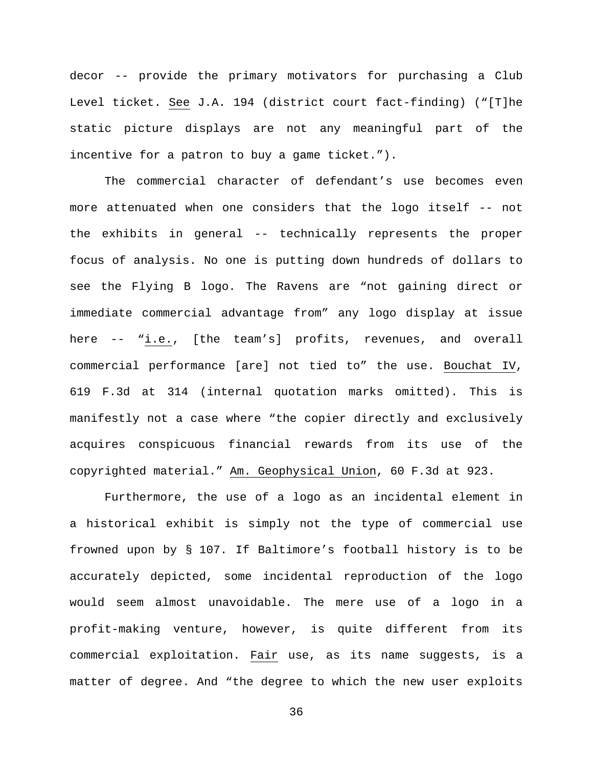decor -- provide the primary motivators for purchasing a Club Level ticket. See J.A. 194 (district court fact-finding) ("[T]he static picture displays are not any meaningful part of the incentive for a patron to buy a game ticket.").

The commercial character of defendant's use becomes even more attenuated when one considers that the logo itself -- not the exhibits in general -- technically represents the proper focus of analysis. No one is putting down hundreds of dollars to see the Flying B logo. The Ravens are "not gaining direct or immediate commercial advantage from" any logo display at issue here -- "i.e., [the team's] profits, revenues, and overall commercial performance [are] not tied to" the use. Bouchat IV, 619 F.3d at 314 (internal quotation marks omitted). This is manifestly not a case where "the copier directly and exclusively acquires conspicuous financial rewards from its use of the copyrighted material." Am. Geophysical Union, 60 F.3d at 923.

Furthermore, the use of a logo as an incidental element in a historical exhibit is simply not the type of commercial use frowned upon by § 107. If Baltimore's football history is to be accurately depicted, some incidental reproduction of the logo would seem almost unavoidable. The mere use of a logo in a profit-making venture, however, is quite different from its commercial exploitation. Fair use, as its name suggests, is a matter of degree. And "the degree to which the new user exploits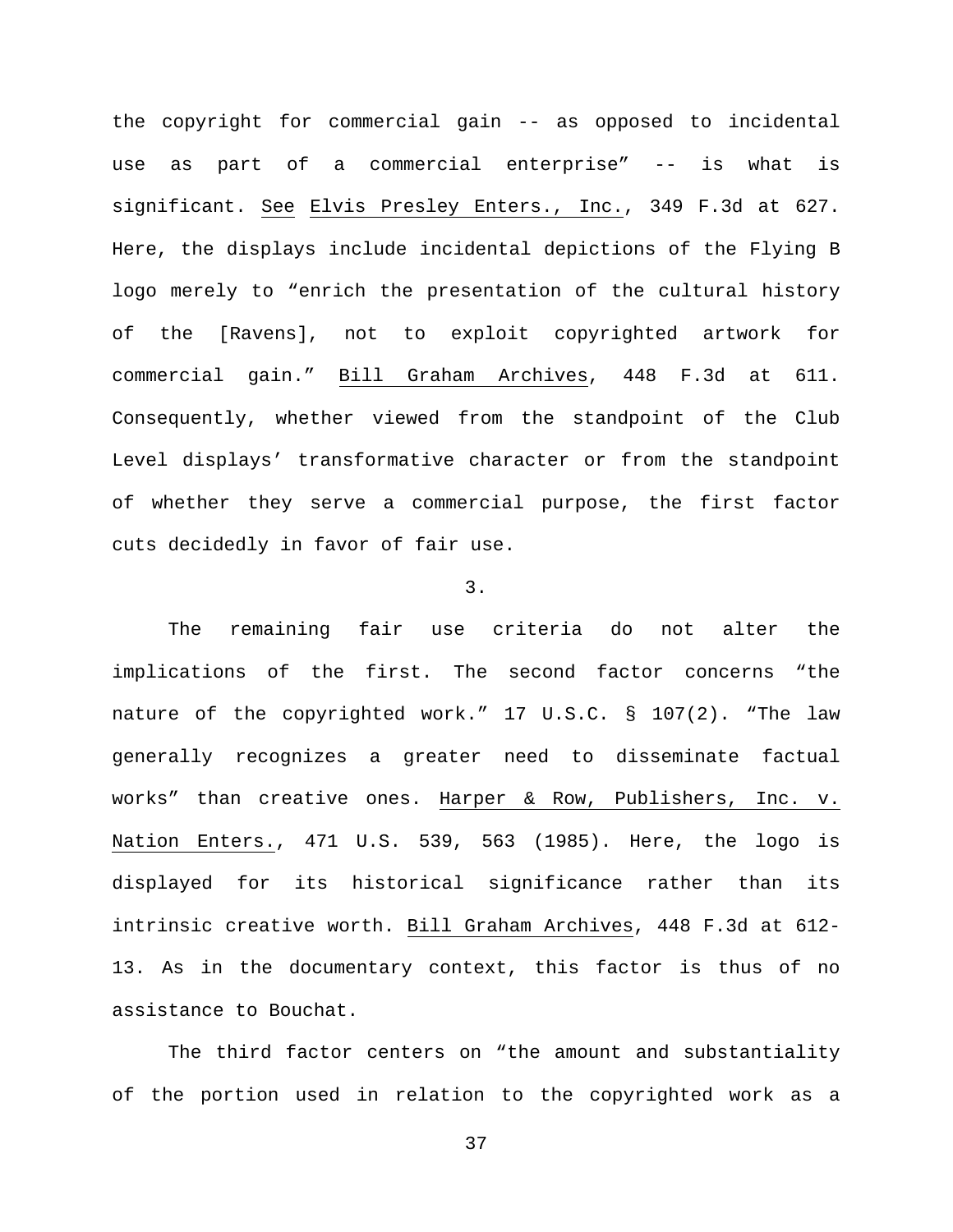the copyright for commercial gain -- as opposed to incidental use as part of a commercial enterprise" -- is what is significant. See Elvis Presley Enters., Inc., 349 F.3d at 627. Here, the displays include incidental depictions of the Flying B logo merely to "enrich the presentation of the cultural history of the [Ravens], not to exploit copyrighted artwork for commercial gain." Bill Graham Archives, 448 F.3d at 611. Consequently, whether viewed from the standpoint of the Club Level displays' transformative character or from the standpoint of whether they serve a commercial purpose, the first factor cuts decidedly in favor of fair use.

3.

The remaining fair use criteria do not alter the implications of the first. The second factor concerns "the nature of the copyrighted work." 17 U.S.C. § 107(2). "The law generally recognizes a greater need to disseminate factual works" than creative ones. Harper & Row, Publishers, Inc. v. Nation Enters., 471 U.S. 539, 563 (1985). Here, the logo is displayed for its historical significance rather than its intrinsic creative worth. Bill Graham Archives, 448 F.3d at 612-13. As in the documentary context, this factor is thus of no assistance to Bouchat.

The third factor centers on "the amount and substantiality of the portion used in relation to the copyrighted work as a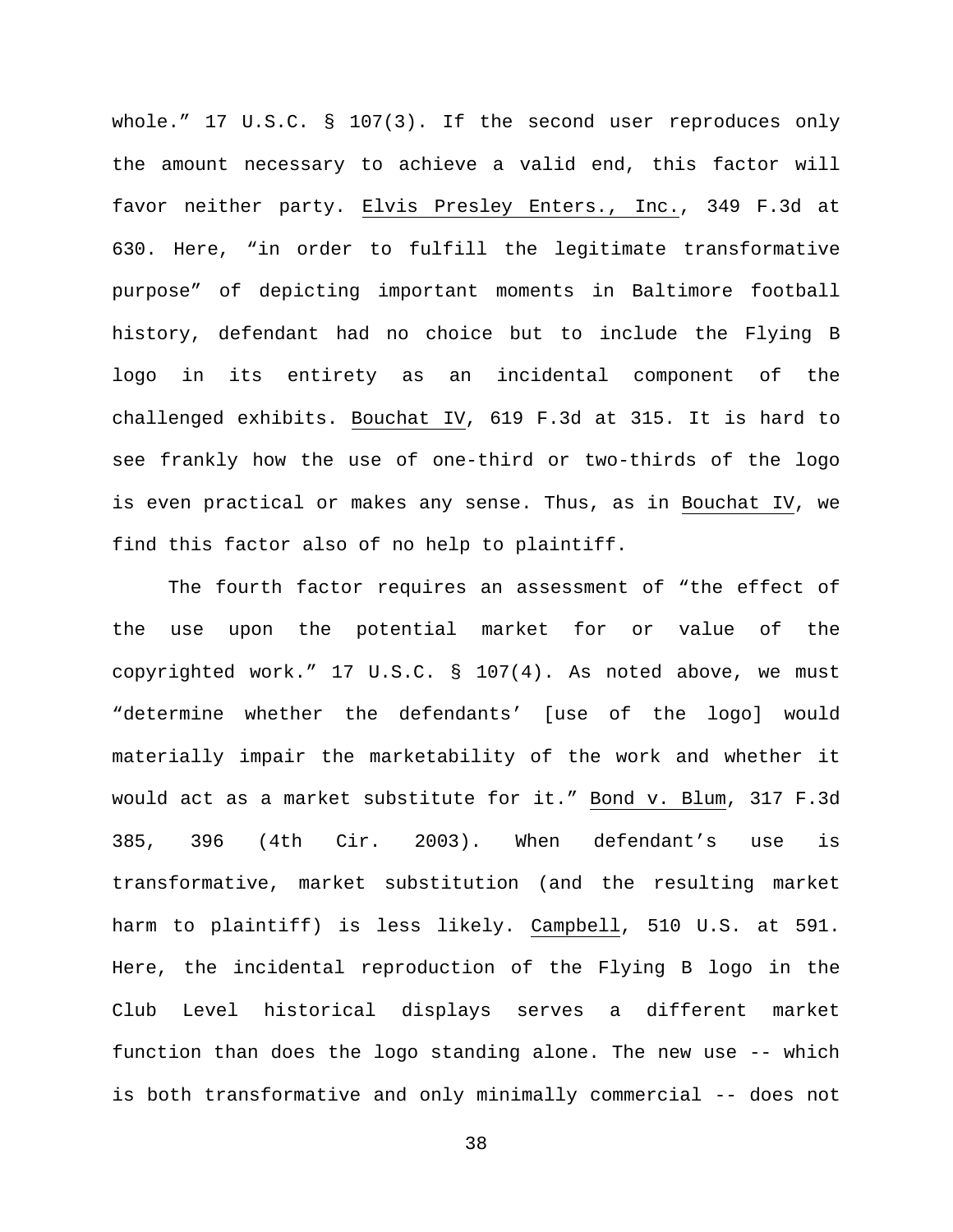whole." 17 U.S.C. § 107(3). If the second user reproduces only the amount necessary to achieve a valid end, this factor will favor neither party. Elvis Presley Enters., Inc., 349 F.3d at 630. Here, "in order to fulfill the legitimate transformative purpose" of depicting important moments in Baltimore football history, defendant had no choice but to include the Flying B logo in its entirety as an incidental component of the challenged exhibits. Bouchat IV, 619 F.3d at 315. It is hard to see frankly how the use of one-third or two-thirds of the logo is even practical or makes any sense. Thus, as in Bouchat IV, we find this factor also of no help to plaintiff.

The fourth factor requires an assessment of "the effect of the use upon the potential market for or value of the copyrighted work." 17 U.S.C. § 107(4). As noted above, we must "determine whether the defendants' [use of the logo] would materially impair the marketability of the work and whether it would act as a market substitute for it." Bond v. Blum, 317 F.3d 385, 396 (4th Cir. 2003). When defendant's use is transformative, market substitution (and the resulting market harm to plaintiff) is less likely. Campbell, 510 U.S. at 591. Here, the incidental reproduction of the Flying B logo in the Club Level historical displays serves a different market function than does the logo standing alone. The new use -- which is both transformative and only minimally commercial -- does not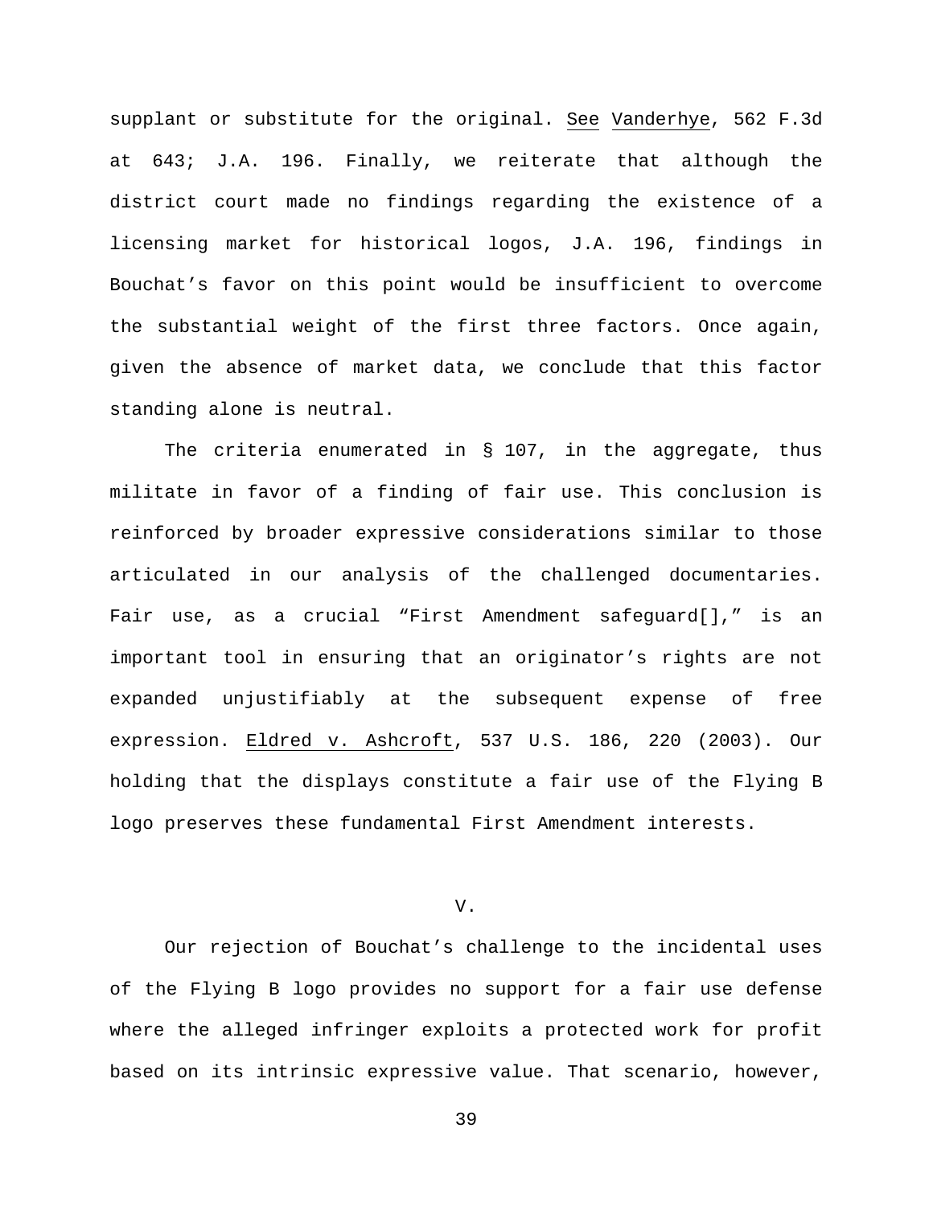supplant or substitute for the original. See Vanderhye, 562 F.3d at 643; J.A. 196. Finally, we reiterate that although the district court made no findings regarding the existence of a licensing market for historical logos, J.A. 196, findings in Bouchat's favor on this point would be insufficient to overcome the substantial weight of the first three factors. Once again, given the absence of market data, we conclude that this factor standing alone is neutral.

The criteria enumerated in § 107, in the aggregate, thus militate in favor of a finding of fair use. This conclusion is reinforced by broader expressive considerations similar to those articulated in our analysis of the challenged documentaries. Fair use, as a crucial "First Amendment safeguard[]," is an important tool in ensuring that an originator's rights are not expanded unjustifiably at the subsequent expense of free expression. Eldred v. Ashcroft, 537 U.S. 186, 220 (2003). Our holding that the displays constitute a fair use of the Flying B logo preserves these fundamental First Amendment interests.

## V.

Our rejection of Bouchat's challenge to the incidental uses of the Flying B logo provides no support for a fair use defense where the alleged infringer exploits a protected work for profit based on its intrinsic expressive value. That scenario, however,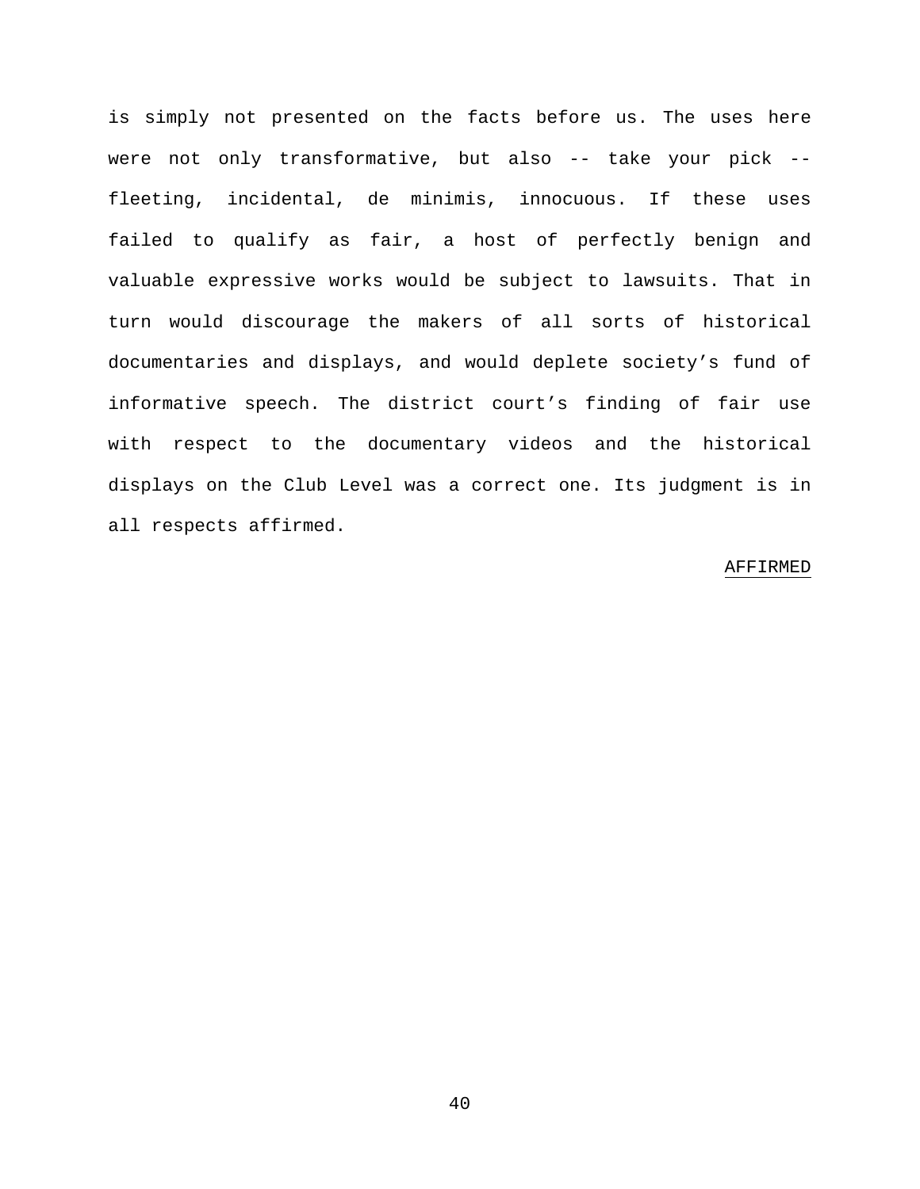is simply not presented on the facts before us. The uses here were not only transformative, but also -- take your pick -- fleeting, incidental, de minimis, innocuous. If these uses failed to qualify as fair, a host of perfectly benign and valuable expressive works would be subject to lawsuits. That in turn would discourage the makers of all sorts of historical documentaries and displays, and would deplete society's fund of informative speech. The district court's finding of fair use with respect to the documentary videos and the historical displays on the Club Level was a correct one. Its judgment is in all respects affirmed.

AFFIRMED